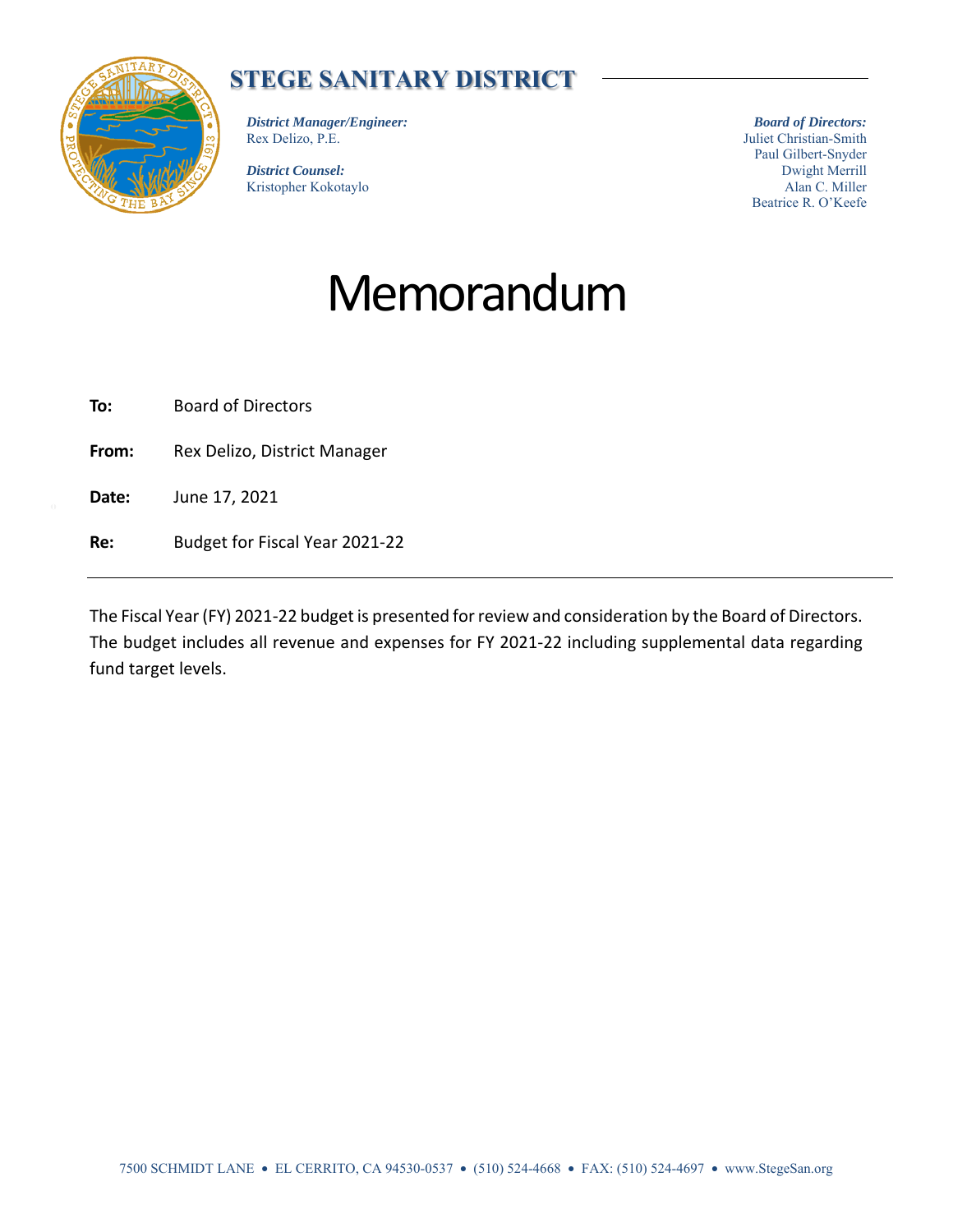# STEGE SANITARY DISTRICT

***District Manager/Engineer:***
Rex Delizo, P.E.

***District Counsel:***
Kristopher Kokotaylo

***Board of Directors:***
Juliet Christian-Smith
Paul Gilbert-Snyder
Dwight Merrill
Alan C. Miller
Beatrice R. O'Keefe

# Memorandum

**To:** Board of Directors

**From:** Rex Delizo, District Manager

**Date:** June 17, 2021

**Re:** Budget for Fiscal Year 2021-22

---

The Fiscal Year (FY) 2021-22 budget is presented for review and consideration by the Board of Directors. The budget includes all revenue and expenses for FY 2021-22 including supplemental data regarding fund target levels.

7500 SCHMIDT LANE • EL CERRITO, CA 94530-0537 • (510) 524-4668 • FAX: (510) 524-4697 • www.StegeSan.org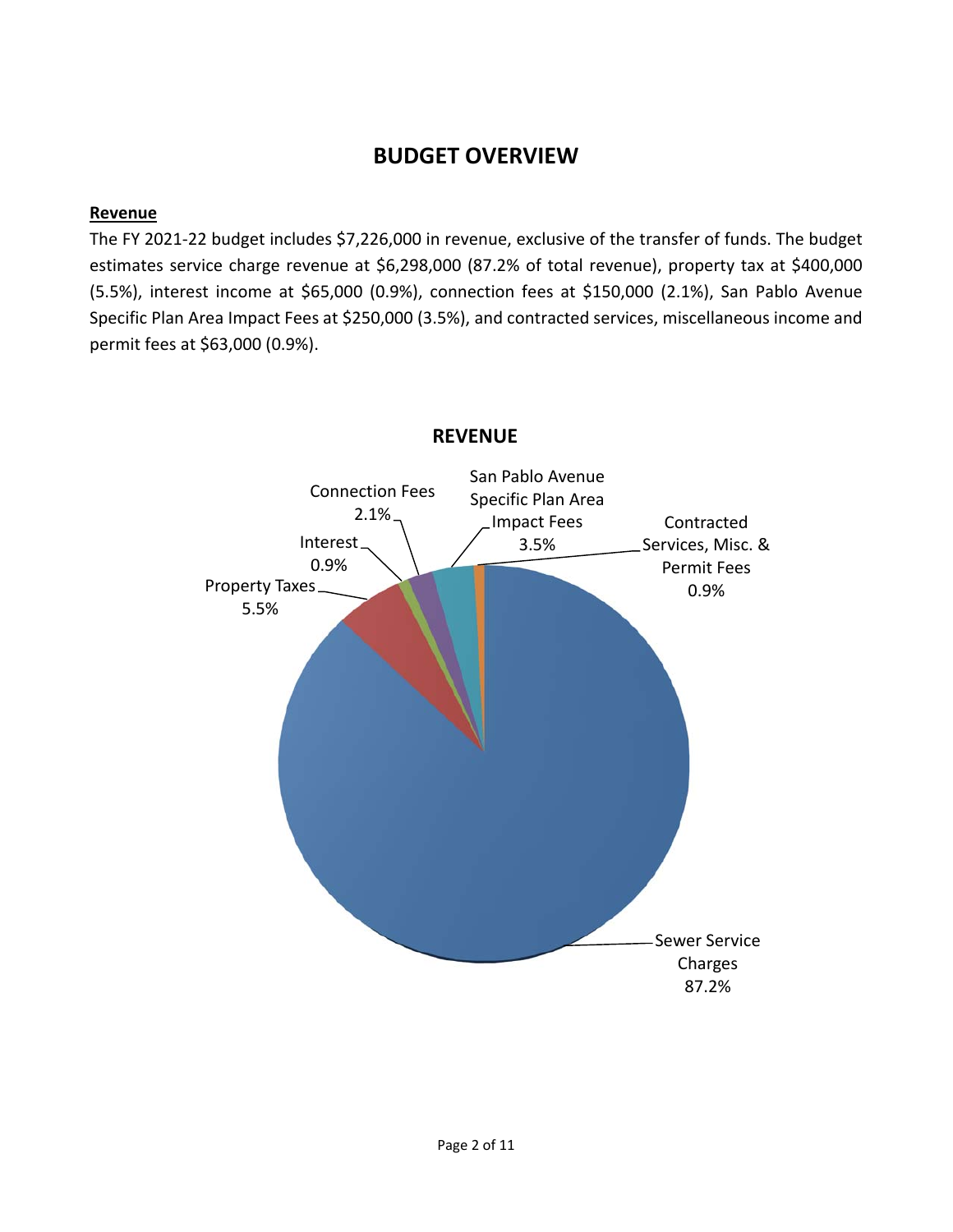# BUDGET OVERVIEW

**Revenue**

The FY 2021-22 budget includes $7,226,000 in revenue, exclusive of the transfer of funds. The budget estimates service charge revenue at $6,298,000 (87.2% of total revenue), property tax at $400,000 (5.5%), interest income at $65,000 (0.9%), connection fees at $150,000 (2.1%), San Pablo Avenue Specific Plan Area Impact Fees at $250,000 (3.5%), and contracted services, miscellaneous income and permit fees at $63,000 (0.9%).

**REVENUE**

- Sewer Service Charges 87.2%
- Property Taxes 5.5%
- Interest 0.9%
- Connection Fees 2.1%
- San Pablo Avenue Specific Plan Area Impact Fees 3.5%
- Contracted Services, Misc. & Permit Fees 0.9%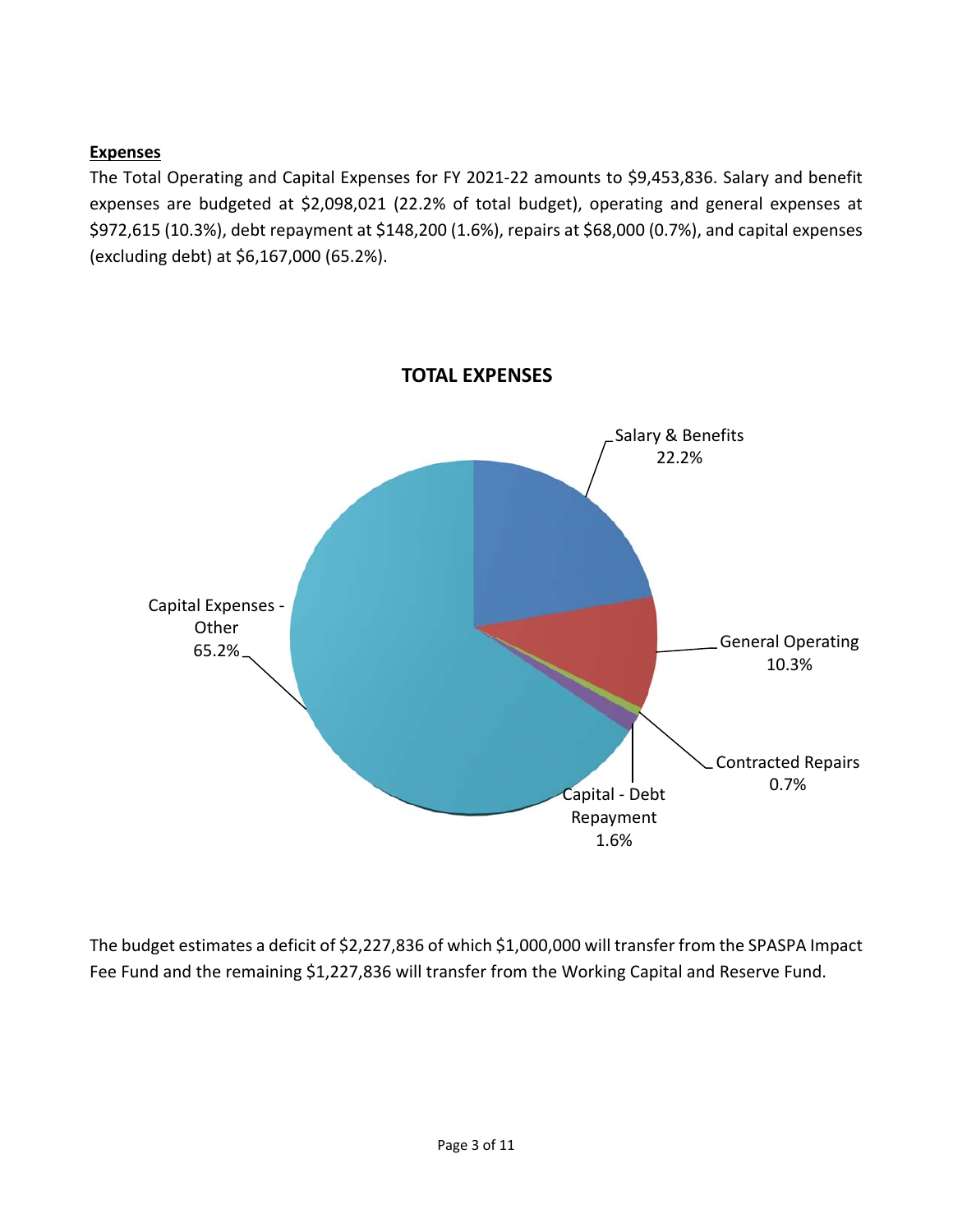**Expenses**

The Total Operating and Capital Expenses for FY 2021-22 amounts to $9,453,836. Salary and benefit expenses are budgeted at $2,098,021 (22.2% of total budget), operating and general expenses at $972,615 (10.3%), debt repayment at $148,200 (1.6%), repairs at $68,000 (0.7%), and capital expenses (excluding debt) at $6,167,000 (65.2%).

**TOTAL EXPENSES**

Salary & Benefits 22.2%

General Operating 10.3%

Contracted Repairs 0.7%

Capital - Debt Repayment 1.6%

Capital Expenses - Other 65.2%

The budget estimates a deficit of $2,227,836 of which $1,000,000 will transfer from the SPASPA Impact Fee Fund and the remaining $1,227,836 will transfer from the Working Capital and Reserve Fund.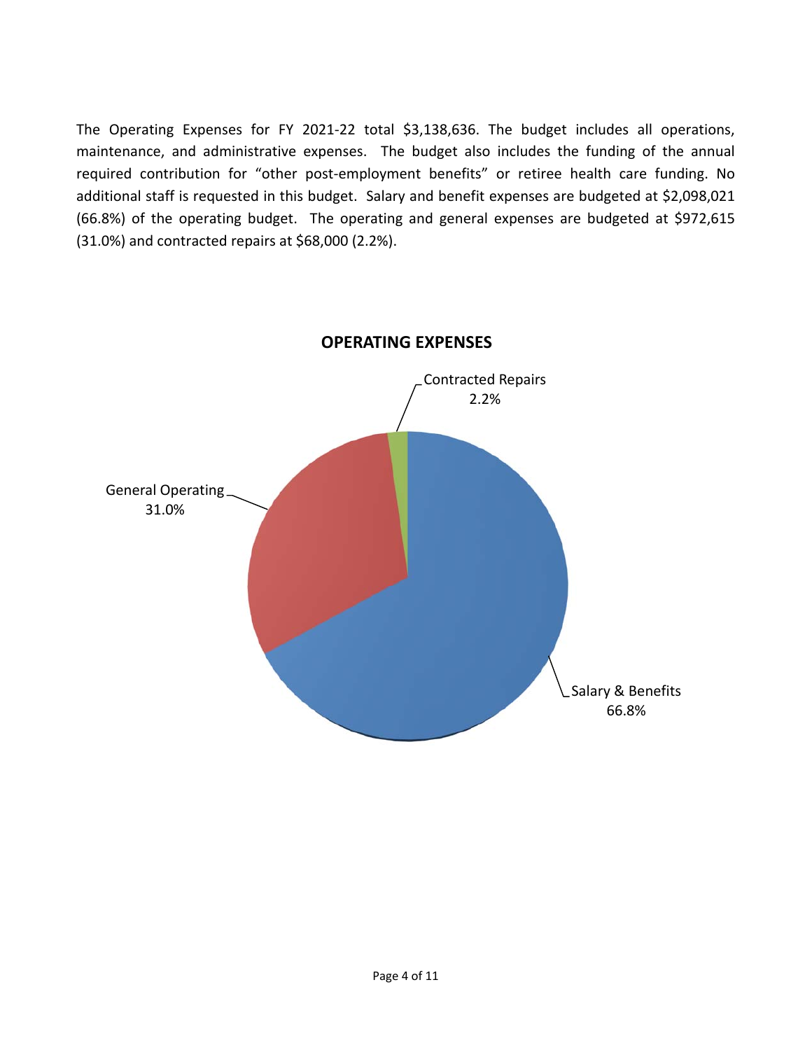The Operating Expenses for FY 2021-22 total $3,138,636. The budget includes all operations, maintenance, and administrative expenses. The budget also includes the funding of the annual required contribution for "other post-employment benefits" or retiree health care funding. No additional staff is requested in this budget. Salary and benefit expenses are budgeted at $2,098,021 (66.8%) of the operating budget. The operating and general expenses are budgeted at $972,615 (31.0%) and contracted repairs at $68,000 (2.2%).

**OPERATING EXPENSES**

Contracted Repairs 2.2%

General Operating 31.0%

Salary & Benefits 66.8%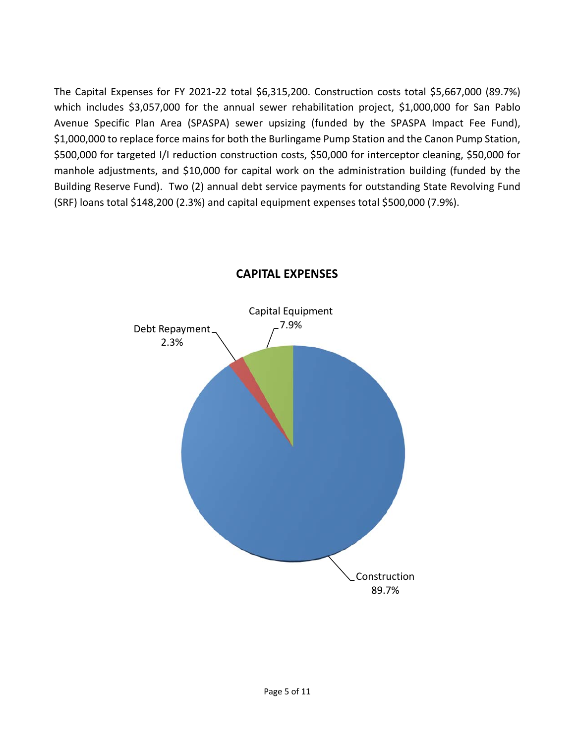The Capital Expenses for FY 2021-22 total $6,315,200. Construction costs total $5,667,000 (89.7%) which includes $3,057,000 for the annual sewer rehabilitation project, $1,000,000 for San Pablo Avenue Specific Plan Area (SPASPA) sewer upsizing (funded by the SPASPA Impact Fee Fund), $1,000,000 to replace force mains for both the Burlingame Pump Station and the Canon Pump Station, $500,000 for targeted I/I reduction construction costs, $50,000 for interceptor cleaning, $50,000 for manhole adjustments, and $10,000 for capital work on the administration building (funded by the Building Reserve Fund). Two (2) annual debt service payments for outstanding State Revolving Fund (SRF) loans total $148,200 (2.3%) and capital equipment expenses total $500,000 (7.9%).

**CAPITAL EXPENSES**

Capital Equipment 7.9%

Debt Repayment 2.3%

Construction 89.7%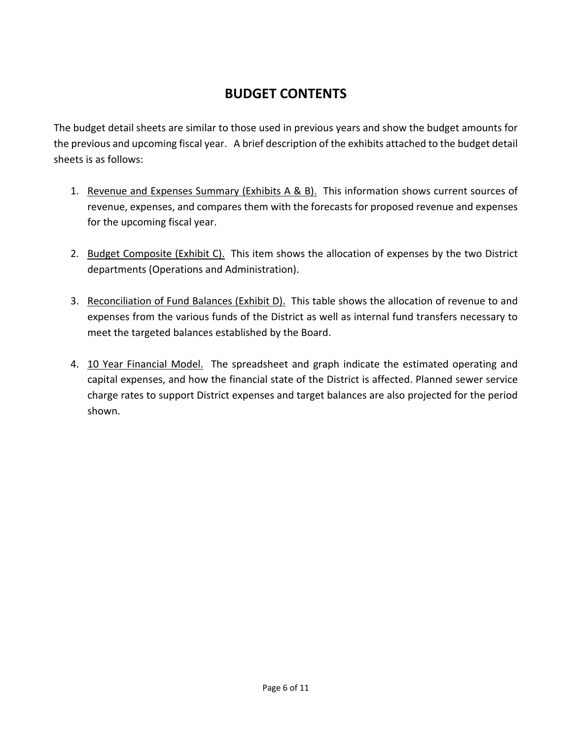# BUDGET CONTENTS

The budget detail sheets are similar to those used in previous years and show the budget amounts for the previous and upcoming fiscal year. A brief description of the exhibits attached to the budget detail sheets is as follows:

1. <u>Revenue and Expenses Summary (Exhibits A & B).</u> This information shows current sources of revenue, expenses, and compares them with the forecasts for proposed revenue and expenses for the upcoming fiscal year.

2. <u>Budget Composite (Exhibit C).</u> This item shows the allocation of expenses by the two District departments (Operations and Administration).

3. <u>Reconciliation of Fund Balances (Exhibit D).</u> This table shows the allocation of revenue to and expenses from the various funds of the District as well as internal fund transfers necessary to meet the targeted balances established by the Board.

4. <u>10 Year Financial Model.</u> The spreadsheet and graph indicate the estimated operating and capital expenses, and how the financial state of the District is affected. Planned sewer service charge rates to support District expenses and target balances are also projected for the period shown.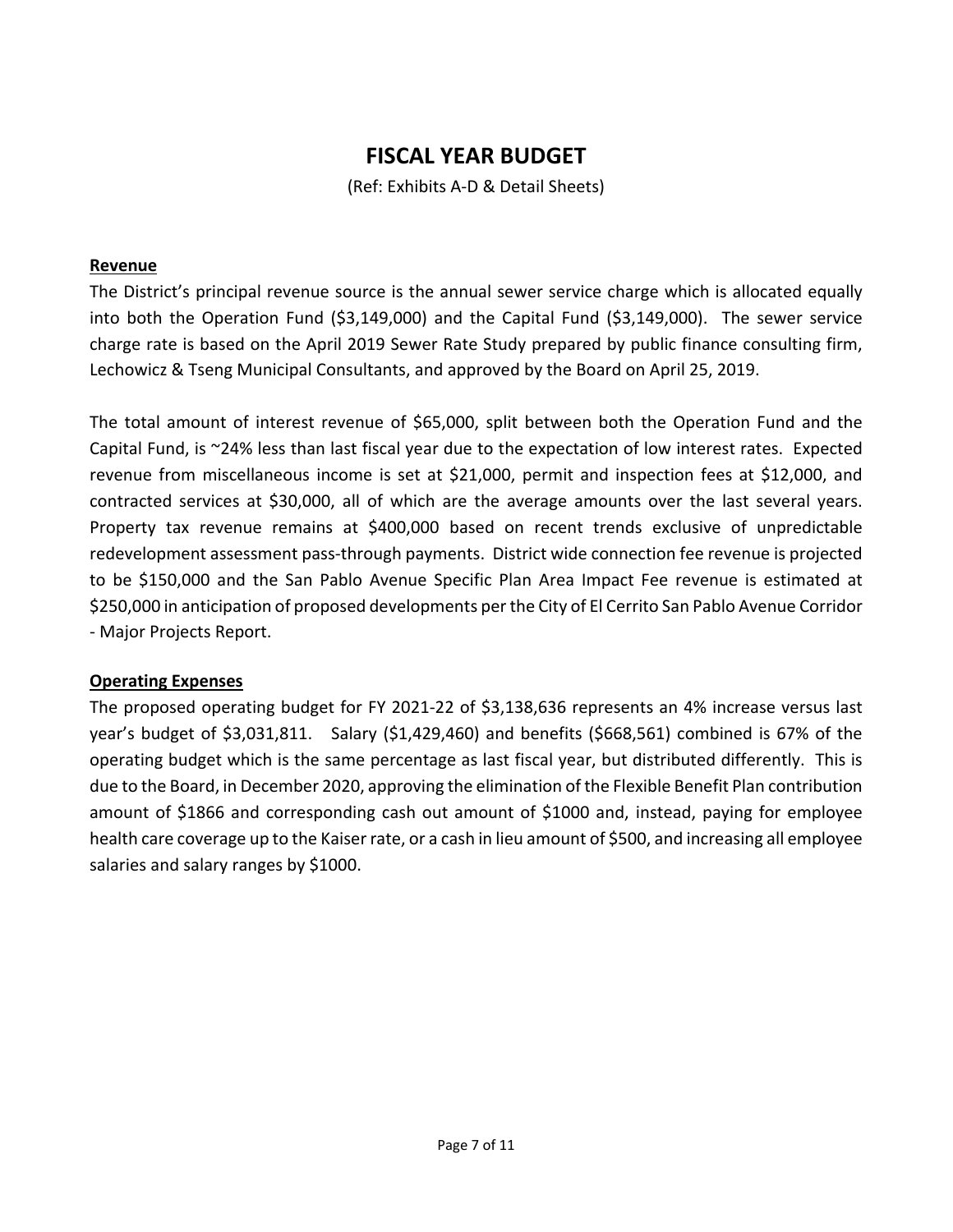# FISCAL YEAR BUDGET

(Ref: Exhibits A-D & Detail Sheets)

**Revenue**

The District's principal revenue source is the annual sewer service charge which is allocated equally into both the Operation Fund ($3,149,000) and the Capital Fund ($3,149,000). The sewer service charge rate is based on the April 2019 Sewer Rate Study prepared by public finance consulting firm, Lechowicz & Tseng Municipal Consultants, and approved by the Board on April 25, 2019.

The total amount of interest revenue of $65,000, split between both the Operation Fund and the Capital Fund, is ~24% less than last fiscal year due to the expectation of low interest rates. Expected revenue from miscellaneous income is set at $21,000, permit and inspection fees at $12,000, and contracted services at $30,000, all of which are the average amounts over the last several years. Property tax revenue remains at $400,000 based on recent trends exclusive of unpredictable redevelopment assessment pass-through payments. District wide connection fee revenue is projected to be $150,000 and the San Pablo Avenue Specific Plan Area Impact Fee revenue is estimated at $250,000 in anticipation of proposed developments per the City of El Cerrito San Pablo Avenue Corridor - Major Projects Report.

**Operating Expenses**

The proposed operating budget for FY 2021-22 of $3,138,636 represents an 4% increase versus last year's budget of $3,031,811. Salary ($1,429,460) and benefits ($668,561) combined is 67% of the operating budget which is the same percentage as last fiscal year, but distributed differently. This is due to the Board, in December 2020, approving the elimination of the Flexible Benefit Plan contribution amount of $1866 and corresponding cash out amount of $1000 and, instead, paying for employee health care coverage up to the Kaiser rate, or a cash in lieu amount of $500, and increasing all employee salaries and salary ranges by $1000.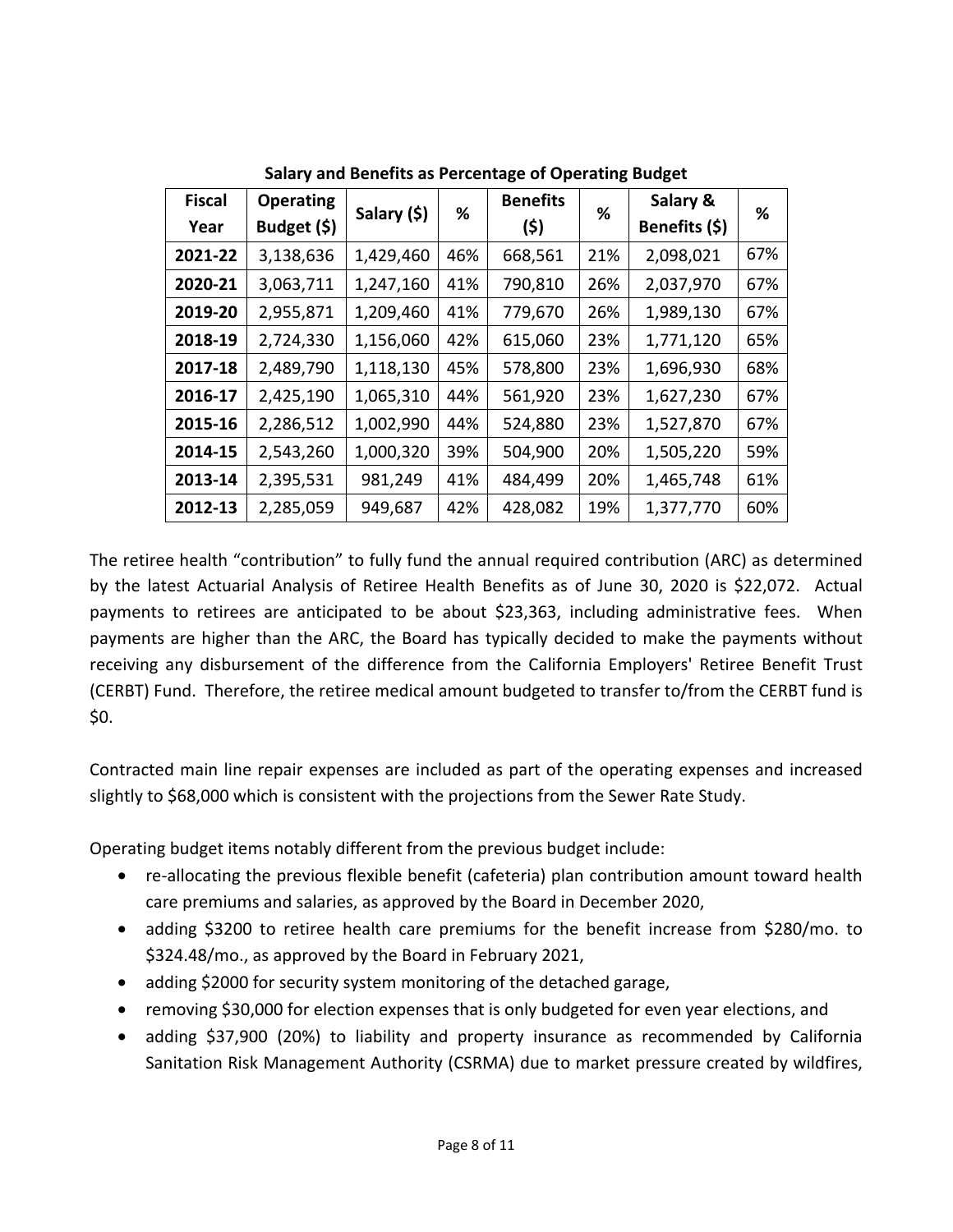**Salary and Benefits as Percentage of Operating Budget**

| Fiscal Year | Operating Budget ($) | Salary ($) | % | Benefits ($) | % | Salary & Benefits ($) | % |
|---|---|---|---|---|---|---|---|
| **2021-22** | 3,138,636 | 1,429,460 | 46% | 668,561 | 21% | 2,098,021 | 67% |
| **2020-21** | 3,063,711 | 1,247,160 | 41% | 790,810 | 26% | 2,037,970 | 67% |
| **2019-20** | 2,955,871 | 1,209,460 | 41% | 779,670 | 26% | 1,989,130 | 67% |
| **2018-19** | 2,724,330 | 1,156,060 | 42% | 615,060 | 23% | 1,771,120 | 65% |
| **2017-18** | 2,489,790 | 1,118,130 | 45% | 578,800 | 23% | 1,696,930 | 68% |
| **2016-17** | 2,425,190 | 1,065,310 | 44% | 561,920 | 23% | 1,627,230 | 67% |
| **2015-16** | 2,286,512 | 1,002,990 | 44% | 524,880 | 23% | 1,527,870 | 67% |
| **2014-15** | 2,543,260 | 1,000,320 | 39% | 504,900 | 20% | 1,505,220 | 59% |
| **2013-14** | 2,395,531 | 981,249 | 41% | 484,499 | 20% | 1,465,748 | 61% |
| **2012-13** | 2,285,059 | 949,687 | 42% | 428,082 | 19% | 1,377,770 | 60% |

The retiree health "contribution" to fully fund the annual required contribution (ARC) as determined by the latest Actuarial Analysis of Retiree Health Benefits as of June 30, 2020 is $22,072. Actual payments to retirees are anticipated to be about $23,363, including administrative fees. When payments are higher than the ARC, the Board has typically decided to make the payments without receiving any disbursement of the difference from the California Employers' Retiree Benefit Trust (CERBT) Fund. Therefore, the retiree medical amount budgeted to transfer to/from the CERBT fund is $0.

Contracted main line repair expenses are included as part of the operating expenses and increased slightly to $68,000 which is consistent with the projections from the Sewer Rate Study.

Operating budget items notably different from the previous budget include:

- re-allocating the previous flexible benefit (cafeteria) plan contribution amount toward health care premiums and salaries, as approved by the Board in December 2020,
- adding $3200 to retiree health care premiums for the benefit increase from $280/mo. to $324.48/mo., as approved by the Board in February 2021,
- adding $2000 for security system monitoring of the detached garage,
- removing $30,000 for election expenses that is only budgeted for even year elections, and
- adding $37,900 (20%) to liability and property insurance as recommended by California Sanitation Risk Management Authority (CSRMA) due to market pressure created by wildfires,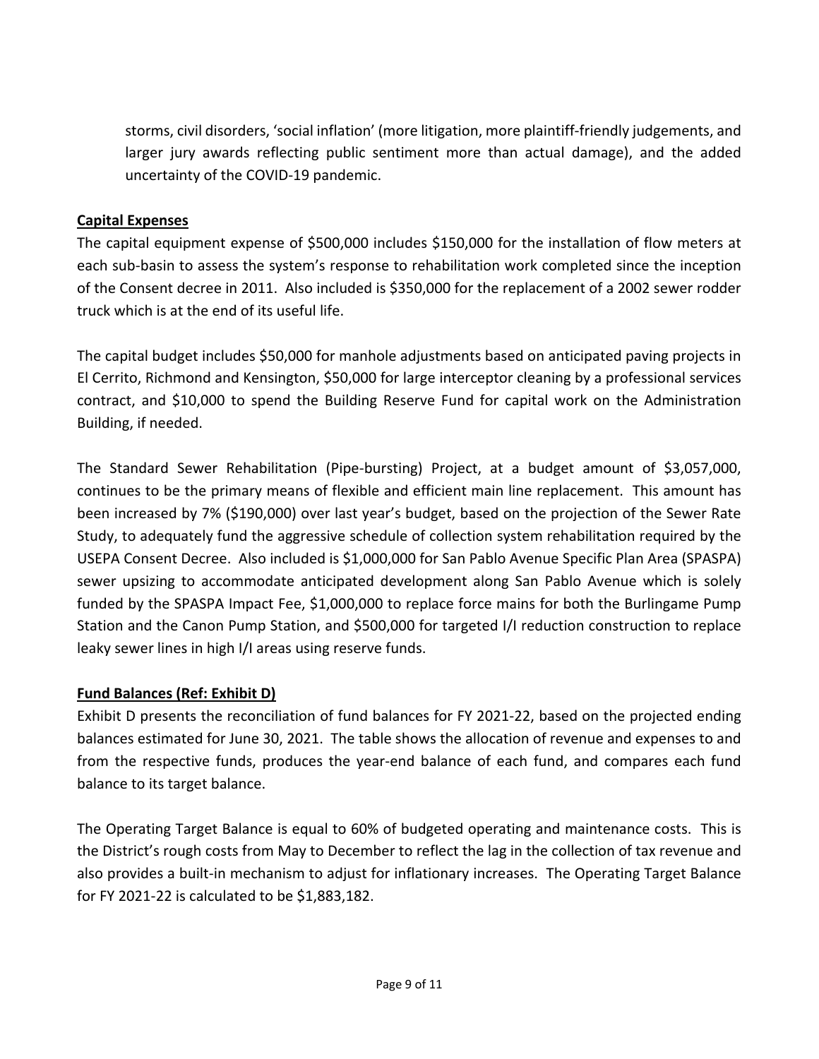storms, civil disorders, 'social inflation' (more litigation, more plaintiff-friendly judgements, and larger jury awards reflecting public sentiment more than actual damage), and the added uncertainty of the COVID-19 pandemic.

**Capital Expenses**

The capital equipment expense of $500,000 includes $150,000 for the installation of flow meters at each sub-basin to assess the system's response to rehabilitation work completed since the inception of the Consent decree in 2011. Also included is $350,000 for the replacement of a 2002 sewer rodder truck which is at the end of its useful life.

The capital budget includes $50,000 for manhole adjustments based on anticipated paving projects in El Cerrito, Richmond and Kensington, $50,000 for large interceptor cleaning by a professional services contract, and $10,000 to spend the Building Reserve Fund for capital work on the Administration Building, if needed.

The Standard Sewer Rehabilitation (Pipe-bursting) Project, at a budget amount of $3,057,000, continues to be the primary means of flexible and efficient main line replacement. This amount has been increased by 7% ($190,000) over last year's budget, based on the projection of the Sewer Rate Study, to adequately fund the aggressive schedule of collection system rehabilitation required by the USEPA Consent Decree. Also included is $1,000,000 for San Pablo Avenue Specific Plan Area (SPASPA) sewer upsizing to accommodate anticipated development along San Pablo Avenue which is solely funded by the SPASPA Impact Fee, $1,000,000 to replace force mains for both the Burlingame Pump Station and the Canon Pump Station, and $500,000 for targeted I/I reduction construction to replace leaky sewer lines in high I/I areas using reserve funds.

**Fund Balances (Ref: Exhibit D)**

Exhibit D presents the reconciliation of fund balances for FY 2021-22, based on the projected ending balances estimated for June 30, 2021. The table shows the allocation of revenue and expenses to and from the respective funds, produces the year-end balance of each fund, and compares each fund balance to its target balance.

The Operating Target Balance is equal to 60% of budgeted operating and maintenance costs. This is the District's rough costs from May to December to reflect the lag in the collection of tax revenue and also provides a built-in mechanism to adjust for inflationary increases. The Operating Target Balance for FY 2021-22 is calculated to be $1,883,182.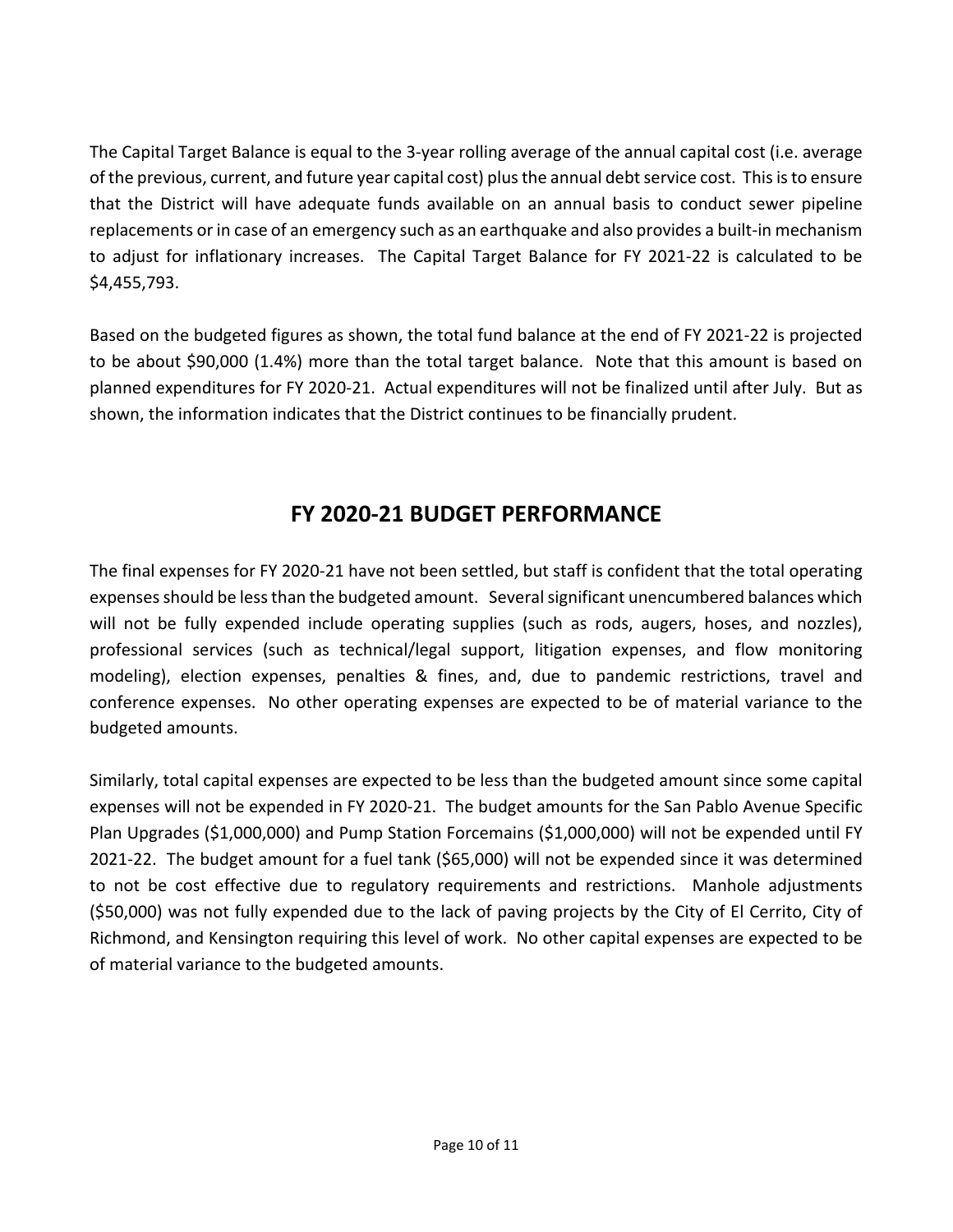The Capital Target Balance is equal to the 3-year rolling average of the annual capital cost (i.e. average of the previous, current, and future year capital cost) plus the annual debt service cost. This is to ensure that the District will have adequate funds available on an annual basis to conduct sewer pipeline replacements or in case of an emergency such as an earthquake and also provides a built-in mechanism to adjust for inflationary increases. The Capital Target Balance for FY 2021-22 is calculated to be $4,455,793.

Based on the budgeted figures as shown, the total fund balance at the end of FY 2021-22 is projected to be about $90,000 (1.4%) more than the total target balance. Note that this amount is based on planned expenditures for FY 2020-21. Actual expenditures will not be finalized until after July. But as shown, the information indicates that the District continues to be financially prudent.

## FY 2020-21 BUDGET PERFORMANCE

The final expenses for FY 2020-21 have not been settled, but staff is confident that the total operating expenses should be less than the budgeted amount. Several significant unencumbered balances which will not be fully expended include operating supplies (such as rods, augers, hoses, and nozzles), professional services (such as technical/legal support, litigation expenses, and flow monitoring modeling), election expenses, penalties & fines, and, due to pandemic restrictions, travel and conference expenses. No other operating expenses are expected to be of material variance to the budgeted amounts.

Similarly, total capital expenses are expected to be less than the budgeted amount since some capital expenses will not be expended in FY 2020-21. The budget amounts for the San Pablo Avenue Specific Plan Upgrades ($1,000,000) and Pump Station Forcemains ($1,000,000) will not be expended until FY 2021-22. The budget amount for a fuel tank ($65,000) will not be expended since it was determined to not be cost effective due to regulatory requirements and restrictions. Manhole adjustments ($50,000) was not fully expended due to the lack of paving projects by the City of El Cerrito, City of Richmond, and Kensington requiring this level of work. No other capital expenses are expected to be of material variance to the budgeted amounts.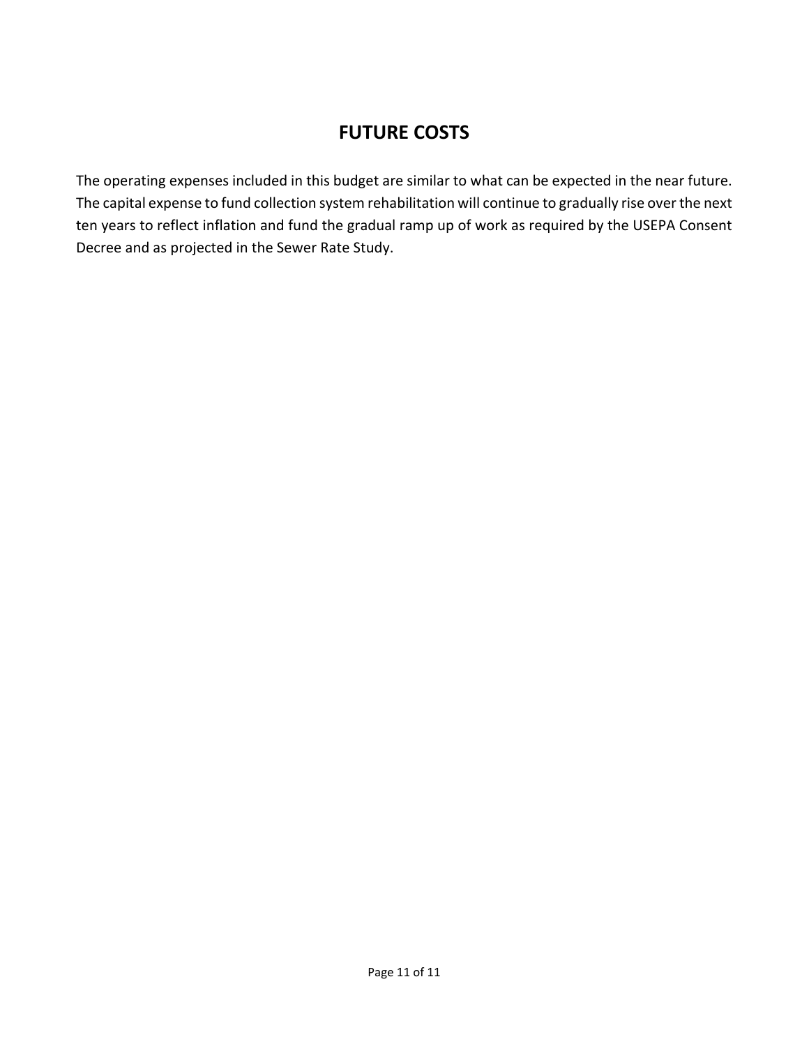# FUTURE COSTS

The operating expenses included in this budget are similar to what can be expected in the near future. The capital expense to fund collection system rehabilitation will continue to gradually rise over the next ten years to reflect inflation and fund the gradual ramp up of work as required by the USEPA Consent Decree and as projected in the Sewer Rate Study.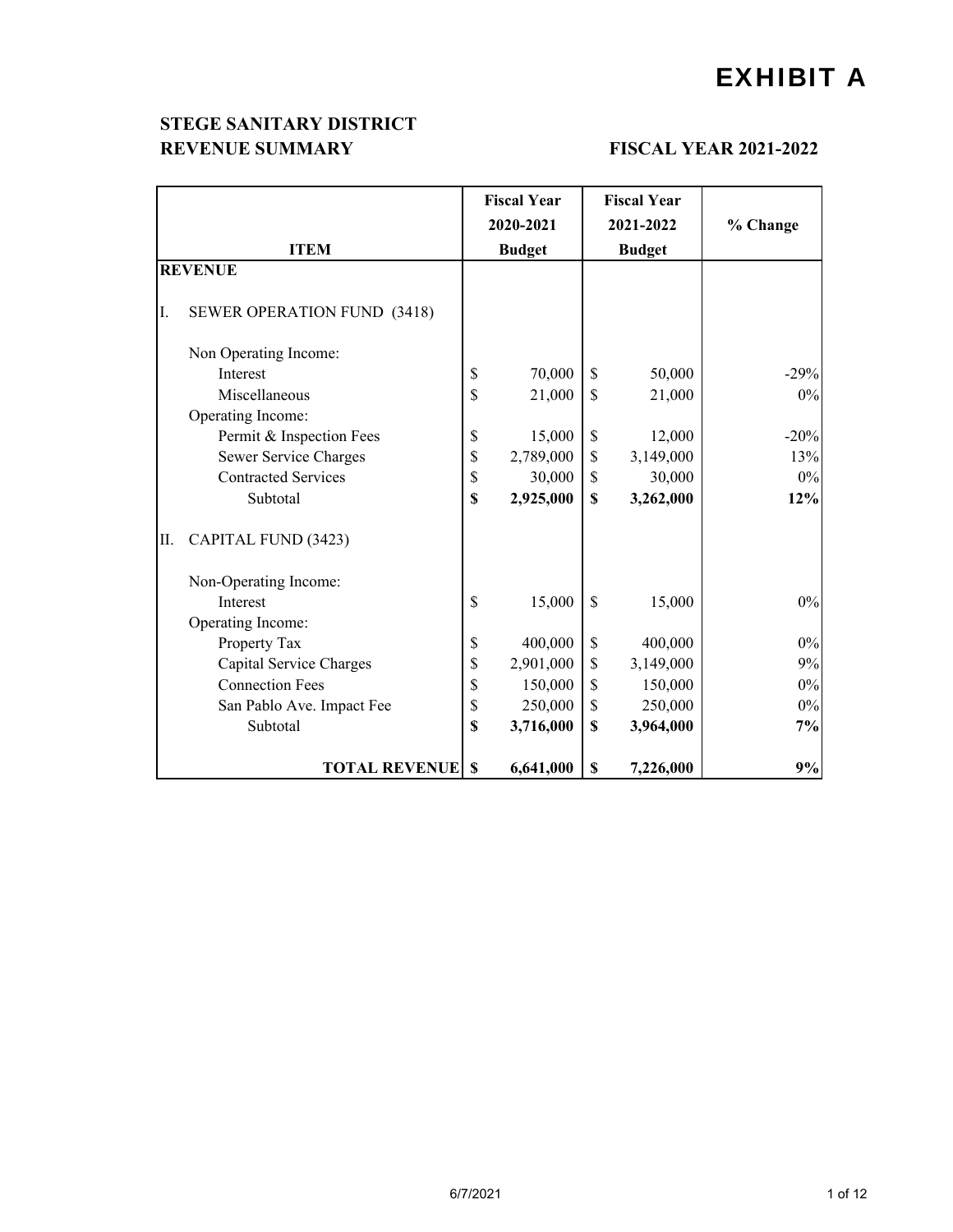# EXHIBIT A

**STEGE SANITARY DISTRICT**
**REVENUE SUMMARY** **FISCAL YEAR 2021-2022**

| ITEM | Fiscal Year 2020-2021 Budget | Fiscal Year 2021-2022 Budget | % Change |
|---|---|---|---|
| **REVENUE** | | | |
| I. SEWER OPERATION FUND (3418) | | | |
| Non Operating Income: | | | |
| Interest | $ 70,000 | $ 50,000 | -29% |
| Miscellaneous | $ 21,000 | $ 21,000 | 0% |
| Operating Income: | | | |
| Permit & Inspection Fees | $ 15,000 | $ 12,000 | -20% |
| Sewer Service Charges | $ 2,789,000 | $ 3,149,000 | 13% |
| Contracted Services | $ 30,000 | $ 30,000 | 0% |
| Subtotal | **$ 2,925,000** | **$ 3,262,000** | **12%** |
| II. CAPITAL FUND (3423) | | | |
| Non-Operating Income: | | | |
| Interest | $ 15,000 | $ 15,000 | 0% |
| Operating Income: | | | |
| Property Tax | $ 400,000 | $ 400,000 | 0% |
| Capital Service Charges | $ 2,901,000 | $ 3,149,000 | 9% |
| Connection Fees | $ 150,000 | $ 150,000 | 0% |
| San Pablo Ave. Impact Fee | $ 250,000 | $ 250,000 | 0% |
| Subtotal | **$ 3,716,000** | **$ 3,964,000** | **7%** |
| **TOTAL REVENUE** | **$ 6,641,000** | **$ 7,226,000** | **9%** |

6/7/2021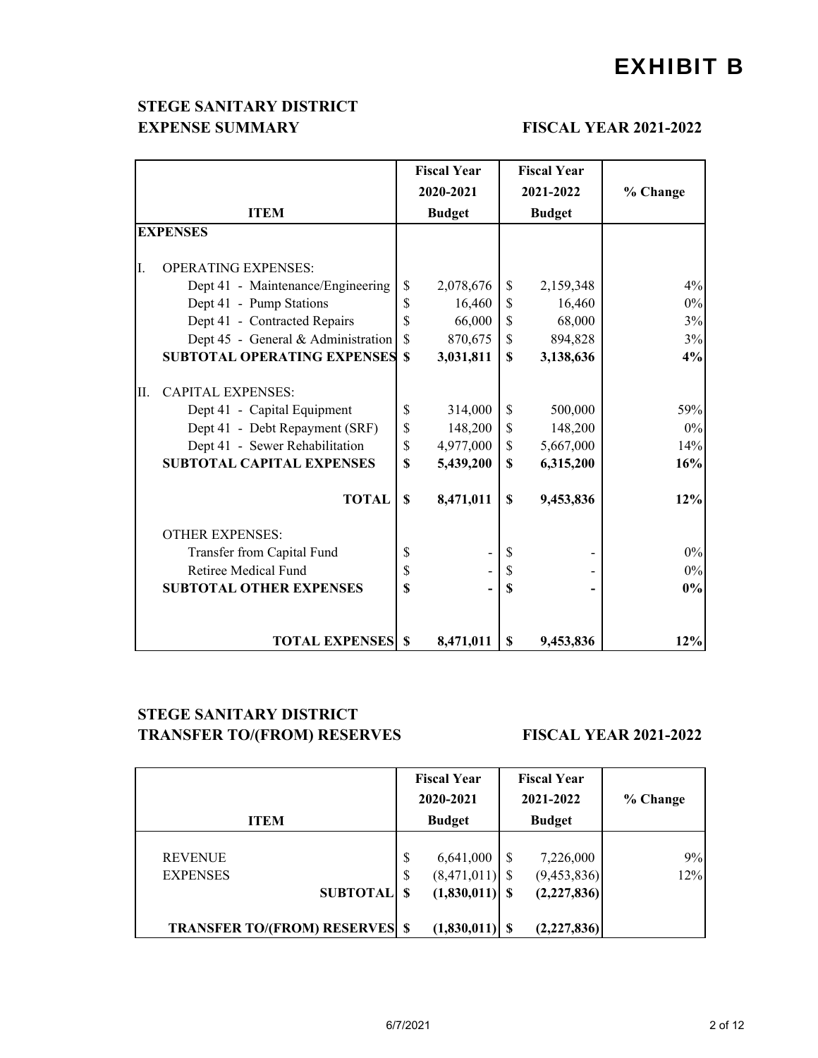# EXHIBIT B

## STEGE SANITARY DISTRICT

**EXPENSE SUMMARY** **FISCAL YEAR 2021-2022**

| ITEM | Fiscal Year 2020-2021 Budget | Fiscal Year 2021-2022 Budget | % Change |
|---|---|---|---|
| **EXPENSES** | | | |
| I. OPERATING EXPENSES: | | | |
| Dept 41 - Maintenance/Engineering | $ 2,078,676 | $ 2,159,348 | 4% |
| Dept 41 - Pump Stations | $ 16,460 | $ 16,460 | 0% |
| Dept 41 - Contracted Repairs | $ 66,000 | $ 68,000 | 3% |
| Dept 45 - General & Administration | $ 870,675 | $ 894,828 | 3% |
| **SUBTOTAL OPERATING EXPENSES** | **$ 3,031,811** | **$ 3,138,636** | **4%** |
| II. CAPITAL EXPENSES: | | | |
| Dept 41 - Capital Equipment | $ 314,000 | $ 500,000 | 59% |
| Dept 41 - Debt Repayment (SRF) | $ 148,200 | $ 148,200 | 0% |
| Dept 41 - Sewer Rehabilitation | $ 4,977,000 | $ 5,667,000 | 14% |
| **SUBTOTAL CAPITAL EXPENSES** | **$ 5,439,200** | **$ 6,315,200** | **16%** |
| **TOTAL** | **$ 8,471,011** | **$ 9,453,836** | **12%** |
| OTHER EXPENSES: | | | |
| Transfer from Capital Fund | $ - | $ - | 0% |
| Retiree Medical Fund | $ - | $ - | 0% |
| **SUBTOTAL OTHER EXPENSES** | **$ -** | **$ -** | **0%** |
| **TOTAL EXPENSES** | **$ 8,471,011** | **$ 9,453,836** | **12%** |

## STEGE SANITARY DISTRICT

**TRANSFER TO/(FROM) RESERVES** **FISCAL YEAR 2021-2022**

| ITEM | Fiscal Year 2020-2021 Budget | Fiscal Year 2021-2022 Budget | % Change |
|---|---|---|---|
| REVENUE | $ 6,641,000 | $ 7,226,000 | 9% |
| EXPENSES | $ (8,471,011) | $ (9,453,836) | 12% |
| **SUBTOTAL** | **$ (1,830,011)** | **$ (2,227,836)** | |
| **TRANSFER TO/(FROM) RESERVES** | **$ (1,830,011)** | **$ (2,227,836)** | |

6/7/2021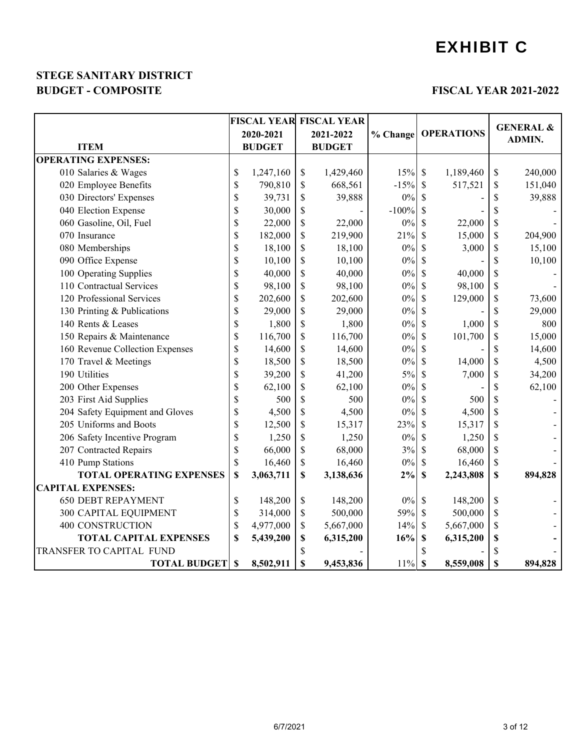# EXHIBIT C

**STEGE SANITARY DISTRICT**
**BUDGET - COMPOSITE**

**FISCAL YEAR 2021-2022**

| ITEM | FISCAL YEAR 2020-2021 BUDGET | FISCAL YEAR 2021-2022 BUDGET | % Change | OPERATIONS | GENERAL & ADMIN. |
|---|---|---|---|---|---|
| **OPERATING EXPENSES:** | | | | | |
| 010 Salaries & Wages | $ 1,247,160 | $ 1,429,460 | 15% | $ 1,189,460 | $ 240,000 |
| 020 Employee Benefits | $ 790,810 | $ 668,561 | -15% | $ 517,521 | $ 151,040 |
| 030 Directors' Expenses | $ 39,731 | $ 39,888 | 0% | $ - | $ 39,888 |
| 040 Election Expense | $ 30,000 | $ - | -100% | $ - | $ - |
| 060 Gasoline, Oil, Fuel | $ 22,000 | $ 22,000 | 0% | $ 22,000 | $ - |
| 070 Insurance | $ 182,000 | $ 219,900 | 21% | $ 15,000 | $ 204,900 |
| 080 Memberships | $ 18,100 | $ 18,100 | 0% | $ 3,000 | $ 15,100 |
| 090 Office Expense | $ 10,100 | $ 10,100 | 0% | $ - | $ 10,100 |
| 100 Operating Supplies | $ 40,000 | $ 40,000 | 0% | $ 40,000 | $ - |
| 110 Contractual Services | $ 98,100 | $ 98,100 | 0% | $ 98,100 | $ - |
| 120 Professional Services | $ 202,600 | $ 202,600 | 0% | $ 129,000 | $ 73,600 |
| 130 Printing & Publications | $ 29,000 | $ 29,000 | 0% | $ - | $ 29,000 |
| 140 Rents & Leases | $ 1,800 | $ 1,800 | 0% | $ 1,000 | $ 800 |
| 150 Repairs & Maintenance | $ 116,700 | $ 116,700 | 0% | $ 101,700 | $ 15,000 |
| 160 Revenue Collection Expenses | $ 14,600 | $ 14,600 | 0% | $ - | $ 14,600 |
| 170 Travel & Meetings | $ 18,500 | $ 18,500 | 0% | $ 14,000 | $ 4,500 |
| 190 Utilities | $ 39,200 | $ 41,200 | 5% | $ 7,000 | $ 34,200 |
| 200 Other Expenses | $ 62,100 | $ 62,100 | 0% | $ - | $ 62,100 |
| 203 First Aid Supplies | $ 500 | $ 500 | 0% | $ 500 | $ - |
| 204 Safety Equipment and Gloves | $ 4,500 | $ 4,500 | 0% | $ 4,500 | $ - |
| 205 Uniforms and Boots | $ 12,500 | $ 15,317 | 23% | $ 15,317 | $ - |
| 206 Safety Incentive Program | $ 1,250 | $ 1,250 | 0% | $ 1,250 | $ - |
| 207 Contracted Repairs | $ 66,000 | $ 68,000 | 3% | $ 68,000 | $ - |
| 410 Pump Stations | $ 16,460 | $ 16,460 | 0% | $ 16,460 | $ - |
| **TOTAL OPERATING EXPENSES** | **$ 3,063,711** | **$ 3,138,636** | **2%** | **$ 2,243,808** | **$ 894,828** |
| **CAPITAL EXPENSES:** | | | | | |
| 650 DEBT REPAYMENT | $ 148,200 | $ 148,200 | 0% | $ 148,200 | $ - |
| 300 CAPITAL EQUIPMENT | $ 314,000 | $ 500,000 | 59% | $ 500,000 | $ - |
| 400 CONSTRUCTION | $ 4,977,000 | $ 5,667,000 | 14% | $ 5,667,000 | $ - |
| **TOTAL CAPITAL EXPENSES** | **$ 5,439,200** | **$ 6,315,200** | **16%** | **$ 6,315,200** | **$ -** |
| TRANSFER TO CAPITAL FUND | | $ - | | $ - | $ - |
| **TOTAL BUDGET** | **$ 8,502,911** | **$ 9,453,836** | 11% | **$ 8,559,008** | **$ 894,828** |

6/7/2021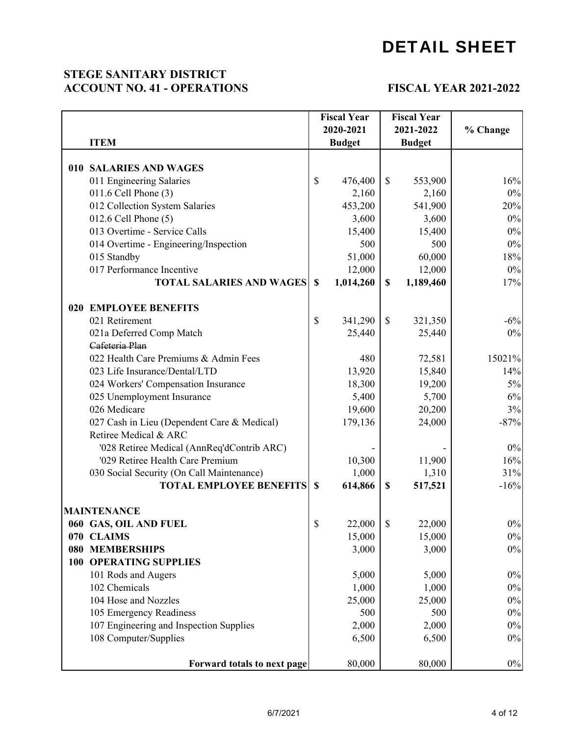# DETAIL SHEET

**STEGE SANITARY DISTRICT**
**ACCOUNT NO. 41 - OPERATIONS**

**FISCAL YEAR 2021-2022**

| ITEM | Fiscal Year 2020-2021 Budget | Fiscal Year 2021-2022 Budget | % Change |
|---|---|---|---|
| **010 SALARIES AND WAGES** | | | |
| 011 Engineering Salaries | $ 476,400 | $ 553,900 | 16% |
| 011.6 Cell Phone (3) | 2,160 | 2,160 | 0% |
| 012 Collection System Salaries | 453,200 | 541,900 | 20% |
| 012.6 Cell Phone (5) | 3,600 | 3,600 | 0% |
| 013 Overtime - Service Calls | 15,400 | 15,400 | 0% |
| 014 Overtime - Engineering/Inspection | 500 | 500 | 0% |
| 015 Standby | 51,000 | 60,000 | 18% |
| 017 Performance Incentive | 12,000 | 12,000 | 0% |
| **TOTAL SALARIES AND WAGES** | **$ 1,014,260** | **$ 1,189,460** | 17% |
| **020 EMPLOYEE BENEFITS** | | | |
| 021 Retirement | $ 341,290 | $ 321,350 | -6% |
| 021a Deferred Comp Match | 25,440 | 25,440 | 0% |
| ~~Cafeteria Plan~~ | | | |
| 022 Health Care Premiums & Admin Fees | 480 | 72,581 | 15021% |
| 023 Life Insurance/Dental/LTD | 13,920 | 15,840 | 14% |
| 024 Workers' Compensation Insurance | 18,300 | 19,200 | 5% |
| 025 Unemployment Insurance | 5,400 | 5,700 | 6% |
| 026 Medicare | 19,600 | 20,200 | 3% |
| 027 Cash in Lieu (Dependent Care & Medical) | 179,136 | 24,000 | -87% |
| Retiree Medical & ARC | | | |
| '028 Retiree Medical (AnnReq'dContrib ARC) | - | - | 0% |
| '029 Retiree Health Care Premium | 10,300 | 11,900 | 16% |
| 030 Social Security (On Call Maintenance) | 1,000 | 1,310 | 31% |
| **TOTAL EMPLOYEE BENEFITS** | **$ 614,866** | **$ 517,521** | -16% |
| **MAINTENANCE** | | | |
| **060 GAS, OIL AND FUEL** | $ 22,000 | $ 22,000 | 0% |
| **070 CLAIMS** | 15,000 | 15,000 | 0% |
| **080 MEMBERSHIPS** | 3,000 | 3,000 | 0% |
| **100 OPERATING SUPPLIES** | | | |
| 101 Rods and Augers | 5,000 | 5,000 | 0% |
| 102 Chemicals | 1,000 | 1,000 | 0% |
| 104 Hose and Nozzles | 25,000 | 25,000 | 0% |
| 105 Emergency Readiness | 500 | 500 | 0% |
| 107 Engineering and Inspection Supplies | 2,000 | 2,000 | 0% |
| 108 Computer/Supplies | 6,500 | 6,500 | 0% |
| **Forward totals to next page** | 80,000 | 80,000 | 0% |

6/7/2021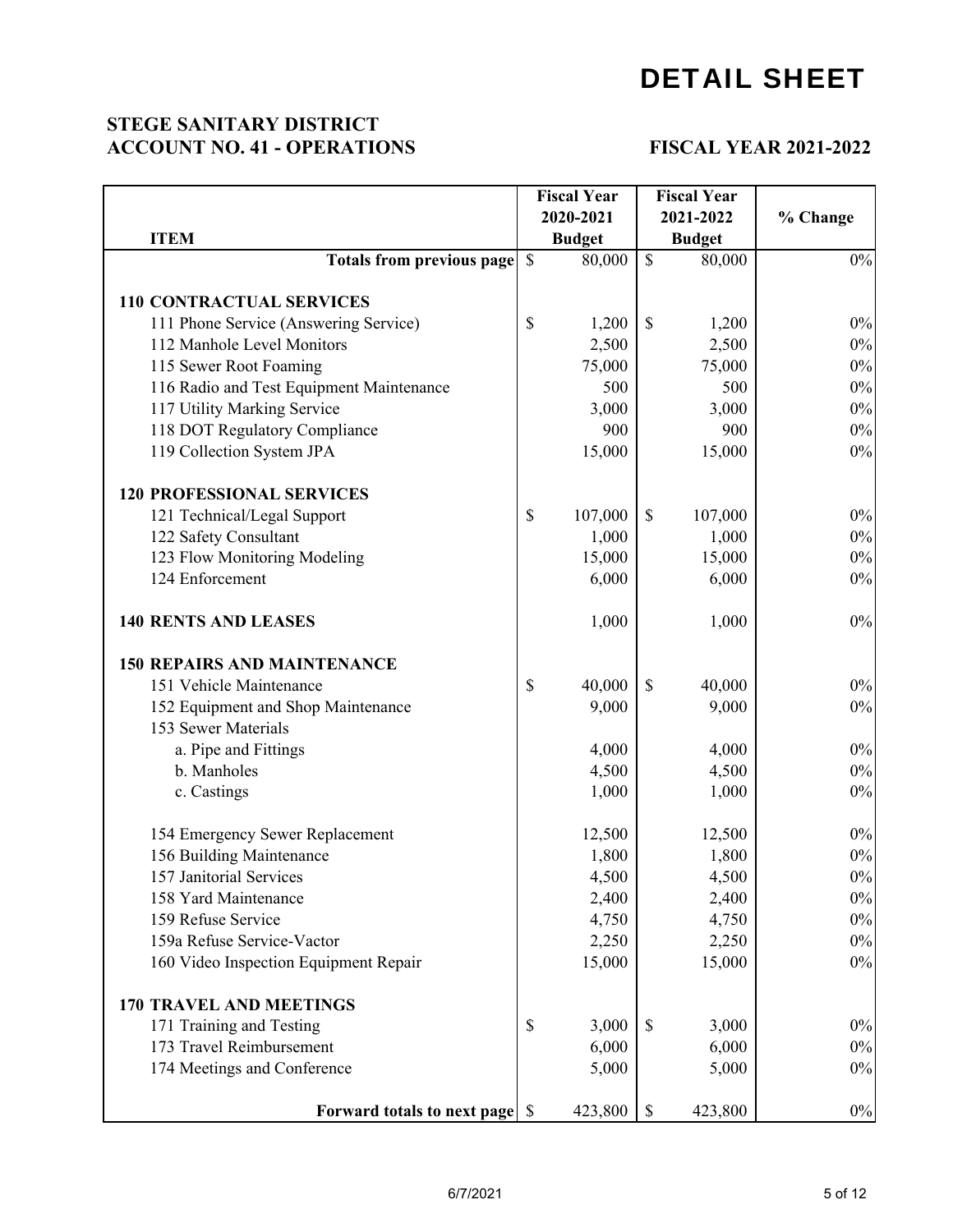# DETAIL SHEET

**STEGE SANITARY DISTRICT**
**ACCOUNT NO. 41 - OPERATIONS** **FISCAL YEAR 2021-2022**

| ITEM | Fiscal Year 2020-2021 Budget | Fiscal Year 2021-2022 Budget | % Change |
|---|---|---|---|
| **Totals from previous page** | $ 80,000 | $ 80,000 | 0% |
| | | | |
| **110 CONTRACTUAL SERVICES** | | | |
| 111 Phone Service (Answering Service) | $ 1,200 | $ 1,200 | 0% |
| 112 Manhole Level Monitors | 2,500 | 2,500 | 0% |
| 115 Sewer Root Foaming | 75,000 | 75,000 | 0% |
| 116 Radio and Test Equipment Maintenance | 500 | 500 | 0% |
| 117 Utility Marking Service | 3,000 | 3,000 | 0% |
| 118 DOT Regulatory Compliance | 900 | 900 | 0% |
| 119 Collection System JPA | 15,000 | 15,000 | 0% |
| | | | |
| **120 PROFESSIONAL SERVICES** | | | |
| 121 Technical/Legal Support | $ 107,000 | $ 107,000 | 0% |
| 122 Safety Consultant | 1,000 | 1,000 | 0% |
| 123 Flow Monitoring Modeling | 15,000 | 15,000 | 0% |
| 124 Enforcement | 6,000 | 6,000 | 0% |
| | | | |
| **140 RENTS AND LEASES** | 1,000 | 1,000 | 0% |
| | | | |
| **150 REPAIRS AND MAINTENANCE** | | | |
| 151 Vehicle Maintenance | $ 40,000 | $ 40,000 | 0% |
| 152 Equipment and Shop Maintenance | 9,000 | 9,000 | 0% |
| 153 Sewer Materials | | | |
| a. Pipe and Fittings | 4,000 | 4,000 | 0% |
| b. Manholes | 4,500 | 4,500 | 0% |
| c. Castings | 1,000 | 1,000 | 0% |
| | | | |
| 154 Emergency Sewer Replacement | 12,500 | 12,500 | 0% |
| 156 Building Maintenance | 1,800 | 1,800 | 0% |
| 157 Janitorial Services | 4,500 | 4,500 | 0% |
| 158 Yard Maintenance | 2,400 | 2,400 | 0% |
| 159 Refuse Service | 4,750 | 4,750 | 0% |
| 159a Refuse Service-Vactor | 2,250 | 2,250 | 0% |
| 160 Video Inspection Equipment Repair | 15,000 | 15,000 | 0% |
| | | | |
| **170 TRAVEL AND MEETINGS** | | | |
| 171 Training and Testing | $ 3,000 | $ 3,000 | 0% |
| 173 Travel Reimbursement | 6,000 | 6,000 | 0% |
| 174 Meetings and Conference | 5,000 | 5,000 | 0% |
| | | | |
| **Forward totals to next page** | $ 423,800 | $ 423,800 | 0% |

6/7/2021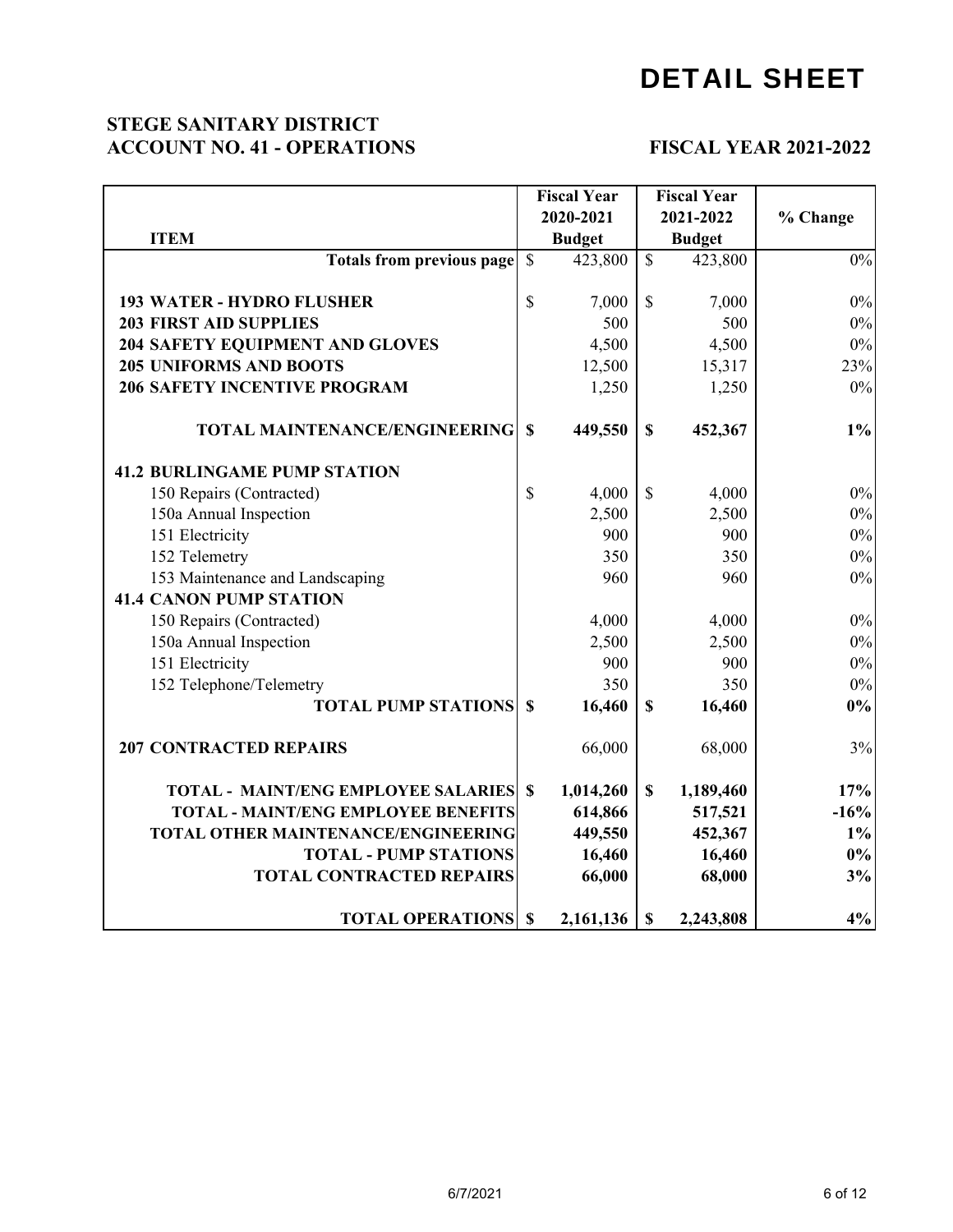# DETAIL SHEET

## STEGE SANITARY DISTRICT
## ACCOUNT NO. 41 - OPERATIONS

**FISCAL YEAR 2021-2022**

| ITEM | Fiscal Year 2020-2021 Budget | Fiscal Year 2021-2022 Budget | % Change |
|---|---|---|---|
| **Totals from previous page** | $ 423,800 | $ 423,800 | 0% |
| **193 WATER - HYDRO FLUSHER** | $ 7,000 | $ 7,000 | 0% |
| **203 FIRST AID SUPPLIES** | 500 | 500 | 0% |
| **204 SAFETY EQUIPMENT AND GLOVES** | 4,500 | 4,500 | 0% |
| **205 UNIFORMS AND BOOTS** | 12,500 | 15,317 | 23% |
| **206 SAFETY INCENTIVE PROGRAM** | 1,250 | 1,250 | 0% |
| **TOTAL MAINTENANCE/ENGINEERING** | **$ 449,550** | **$ 452,367** | **1%** |
| **41.2 BURLINGAME PUMP STATION** | | | |
| 150 Repairs (Contracted) | $ 4,000 | $ 4,000 | 0% |
| 150a Annual Inspection | 2,500 | 2,500 | 0% |
| 151 Electricity | 900 | 900 | 0% |
| 152 Telemetry | 350 | 350 | 0% |
| 153 Maintenance and Landscaping | 960 | 960 | 0% |
| **41.4 CANON PUMP STATION** | | | |
| 150 Repairs (Contracted) | 4,000 | 4,000 | 0% |
| 150a Annual Inspection | 2,500 | 2,500 | 0% |
| 151 Electricity | 900 | 900 | 0% |
| 152 Telephone/Telemetry | 350 | 350 | 0% |
| **TOTAL PUMP STATIONS** | **$ 16,460** | **$ 16,460** | **0%** |
| **207 CONTRACTED REPAIRS** | 66,000 | 68,000 | 3% |
| **TOTAL - MAINT/ENG EMPLOYEE SALARIES** | **$ 1,014,260** | **$ 1,189,460** | **17%** |
| **TOTAL - MAINT/ENG EMPLOYEE BENEFITS** | **614,866** | **517,521** | **-16%** |
| **TOTAL OTHER MAINTENANCE/ENGINEERING** | **449,550** | **452,367** | **1%** |
| **TOTAL - PUMP STATIONS** | **16,460** | **16,460** | **0%** |
| **TOTAL CONTRACTED REPAIRS** | **66,000** | **68,000** | **3%** |
| **TOTAL OPERATIONS** | **$ 2,161,136** | **$ 2,243,808** | **4%** |

6/7/2021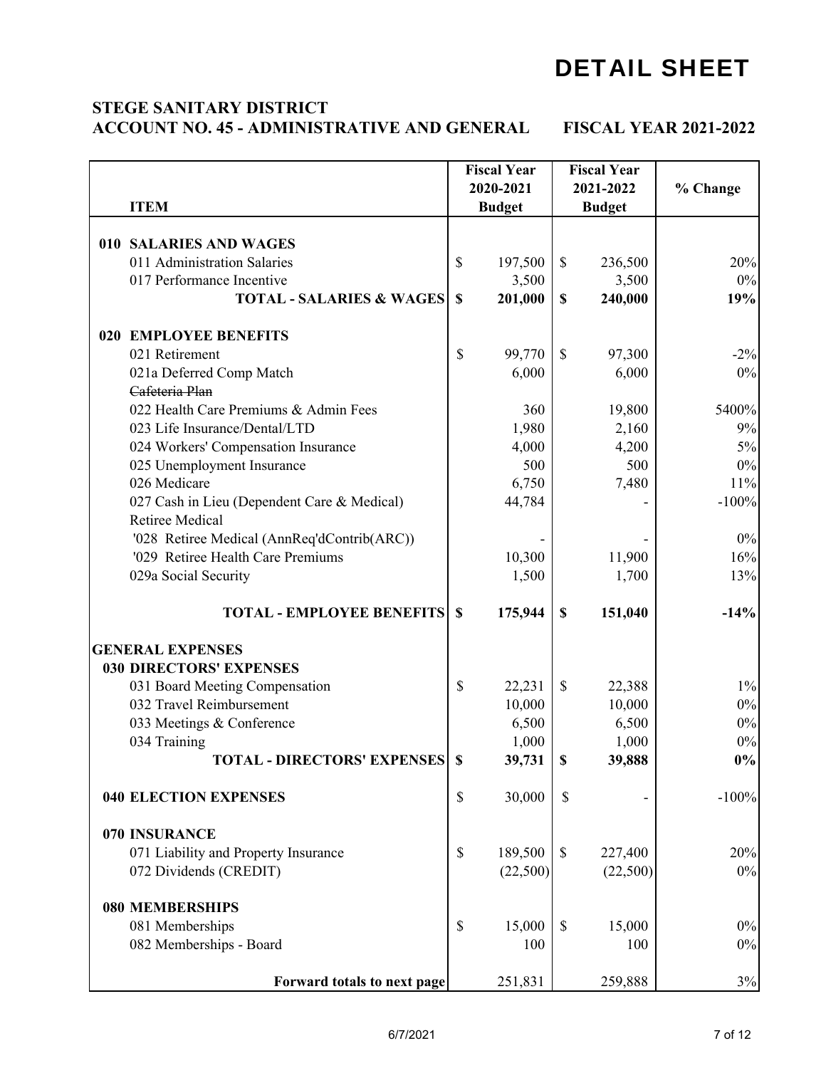# DETAIL SHEET

**STEGE SANITARY DISTRICT**
**ACCOUNT NO. 45 - ADMINISTRATIVE AND GENERAL FISCAL YEAR 2021-2022**

| ITEM | Fiscal Year 2020-2021 Budget | Fiscal Year 2021-2022 Budget | % Change |
|---|---|---|---|
| **010 SALARIES AND WAGES** | | | |
| 011 Administration Salaries | $ 197,500 | $ 236,500 | 20% |
| 017 Performance Incentive | 3,500 | 3,500 | 0% |
| **TOTAL - SALARIES & WAGES** | **$ 201,000** | **$ 240,000** | **19%** |
| **020 EMPLOYEE BENEFITS** | | | |
| 021 Retirement | $ 99,770 | $ 97,300 | -2% |
| 021a Deferred Comp Match | 6,000 | 6,000 | 0% |
| ~~Cafeteria Plan~~ | | | |
| 022 Health Care Premiums & Admin Fees | 360 | 19,800 | 5400% |
| 023 Life Insurance/Dental/LTD | 1,980 | 2,160 | 9% |
| 024 Workers' Compensation Insurance | 4,000 | 4,200 | 5% |
| 025 Unemployment Insurance | 500 | 500 | 0% |
| 026 Medicare | 6,750 | 7,480 | 11% |
| 027 Cash in Lieu (Dependent Care & Medical) | 44,784 | - | -100% |
| Retiree Medical | | | |
| '028 Retiree Medical (AnnReq'dContrib(ARC)) | - | - | 0% |
| '029 Retiree Health Care Premiums | 10,300 | 11,900 | 16% |
| 029a Social Security | 1,500 | 1,700 | 13% |
| **TOTAL - EMPLOYEE BENEFITS** | **$ 175,944** | **$ 151,040** | **-14%** |
| **GENERAL EXPENSES** | | | |
| **030 DIRECTORS' EXPENSES** | | | |
| 031 Board Meeting Compensation | $ 22,231 | $ 22,388 | 1% |
| 032 Travel Reimbursement | 10,000 | 10,000 | 0% |
| 033 Meetings & Conference | 6,500 | 6,500 | 0% |
| 034 Training | 1,000 | 1,000 | 0% |
| **TOTAL - DIRECTORS' EXPENSES** | **$ 39,731** | **$ 39,888** | **0%** |
| **040 ELECTION EXPENSES** | $ 30,000 | $ - | -100% |
| **070 INSURANCE** | | | |
| 071 Liability and Property Insurance | $ 189,500 | $ 227,400 | 20% |
| 072 Dividends (CREDIT) | (22,500) | (22,500) | 0% |
| **080 MEMBERSHIPS** | | | |
| 081 Memberships | $ 15,000 | $ 15,000 | 0% |
| 082 Memberships - Board | 100 | 100 | 0% |
| **Forward totals to next page** | 251,831 | 259,888 | 3% |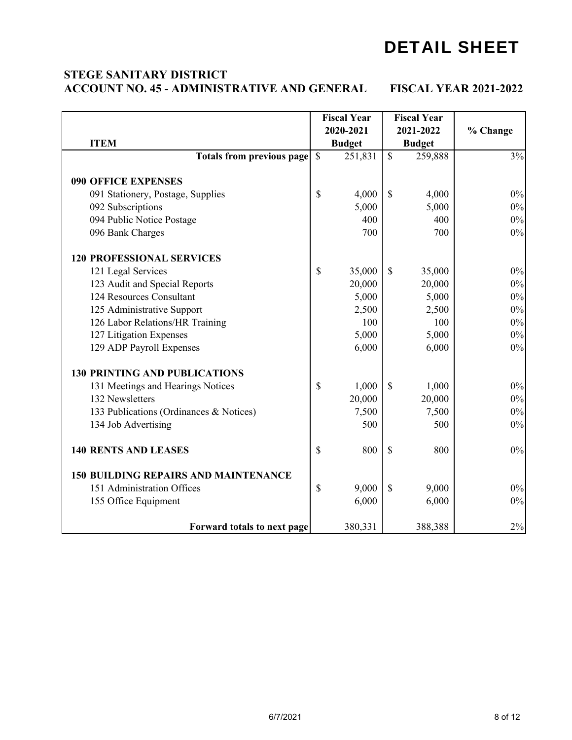# DETAIL SHEET

## STEGE SANITARY DISTRICT
## ACCOUNT NO. 45 - ADMINISTRATIVE AND GENERAL FISCAL YEAR 2021-2022

| ITEM | Fiscal Year 2020-2021 Budget | Fiscal Year 2021-2022 Budget | % Change |
|---|---|---|---|
| **Totals from previous page** | $ 251,831 | $ 259,888 | 3% |
| **090 OFFICE EXPENSES** | | | |
| 091 Stationery, Postage, Supplies | $ 4,000 | $ 4,000 | 0% |
| 092 Subscriptions | 5,000 | 5,000 | 0% |
| 094 Public Notice Postage | 400 | 400 | 0% |
| 096 Bank Charges | 700 | 700 | 0% |
| **120 PROFESSIONAL SERVICES** | | | |
| 121 Legal Services | $ 35,000 | $ 35,000 | 0% |
| 123 Audit and Special Reports | 20,000 | 20,000 | 0% |
| 124 Resources Consultant | 5,000 | 5,000 | 0% |
| 125 Administrative Support | 2,500 | 2,500 | 0% |
| 126 Labor Relations/HR Training | 100 | 100 | 0% |
| 127 Litigation Expenses | 5,000 | 5,000 | 0% |
| 129 ADP Payroll Expenses | 6,000 | 6,000 | 0% |
| **130 PRINTING AND PUBLICATIONS** | | | |
| 131 Meetings and Hearings Notices | $ 1,000 | $ 1,000 | 0% |
| 132 Newsletters | 20,000 | 20,000 | 0% |
| 133 Publications (Ordinances & Notices) | 7,500 | 7,500 | 0% |
| 134 Job Advertising | 500 | 500 | 0% |
| **140 RENTS AND LEASES** | $ 800 | $ 800 | 0% |
| **150 BUILDING REPAIRS AND MAINTENANCE** | | | |
| 151 Administration Offices | $ 9,000 | $ 9,000 | 0% |
| 155 Office Equipment | 6,000 | 6,000 | 0% |
| **Forward totals to next page** | 380,331 | 388,388 | 2% |

6/7/2021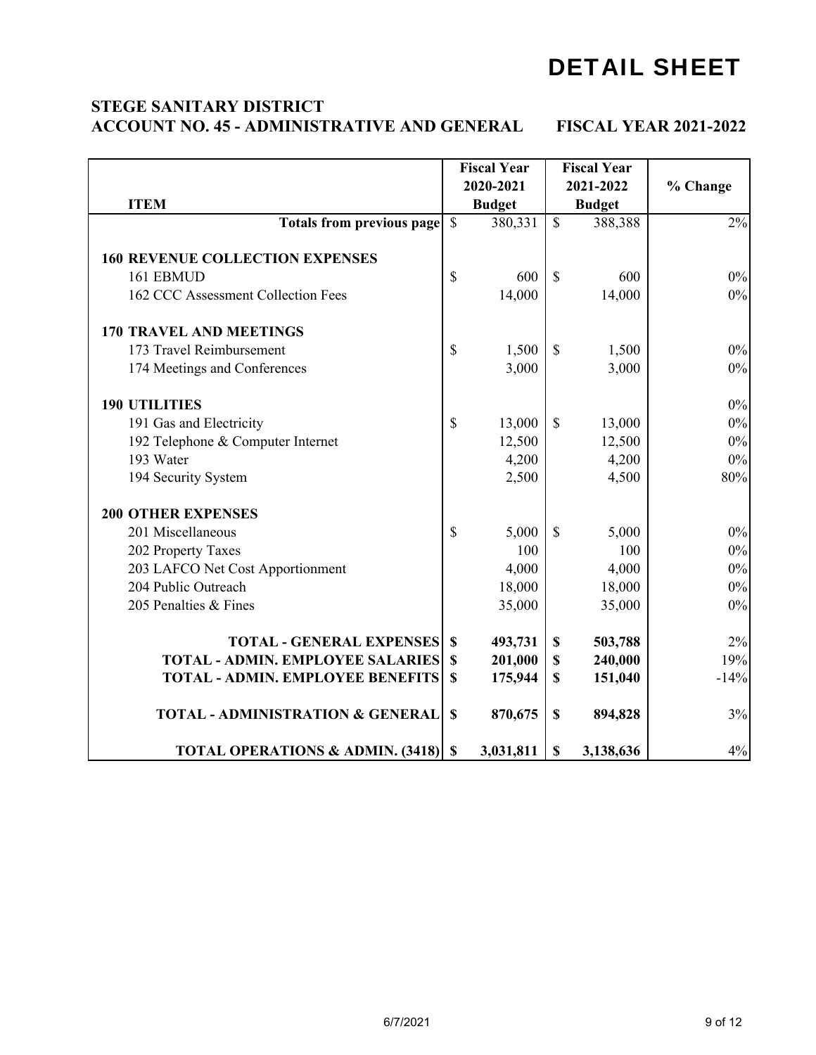# DETAIL SHEET

## STEGE SANITARY DISTRICT
## ACCOUNT NO. 45 - ADMINISTRATIVE AND GENERAL — FISCAL YEAR 2021-2022

| ITEM | Fiscal Year 2020-2021 Budget | Fiscal Year 2021-2022 Budget | % Change |
|---|---|---|---|
| **Totals from previous page** | $ 380,331 | $ 388,388 | 2% |
| **160 REVENUE COLLECTION EXPENSES** | | | |
| 161 EBMUD | $ 600 | $ 600 | 0% |
| 162 CCC Assessment Collection Fees | 14,000 | 14,000 | 0% |
| **170 TRAVEL AND MEETINGS** | | | |
| 173 Travel Reimbursement | $ 1,500 | $ 1,500 | 0% |
| 174 Meetings and Conferences | 3,000 | 3,000 | 0% |
| **190 UTILITIES** | | | 0% |
| 191 Gas and Electricity | $ 13,000 | $ 13,000 | 0% |
| 192 Telephone & Computer Internet | 12,500 | 12,500 | 0% |
| 193 Water | 4,200 | 4,200 | 0% |
| 194 Security System | 2,500 | 4,500 | 80% |
| **200 OTHER EXPENSES** | | | |
| 201 Miscellaneous | $ 5,000 | $ 5,000 | 0% |
| 202 Property Taxes | 100 | 100 | 0% |
| 203 LAFCO Net Cost Apportionment | 4,000 | 4,000 | 0% |
| 204 Public Outreach | 18,000 | 18,000 | 0% |
| 205 Penalties & Fines | 35,000 | 35,000 | 0% |
| **TOTAL - GENERAL EXPENSES** | **$ 493,731** | **$ 503,788** | 2% |
| **TOTAL - ADMIN. EMPLOYEE SALARIES** | **$ 201,000** | **$ 240,000** | 19% |
| **TOTAL - ADMIN. EMPLOYEE BENEFITS** | **$ 175,944** | **$ 151,040** | -14% |
| **TOTAL - ADMINISTRATION & GENERAL** | **$ 870,675** | **$ 894,828** | 3% |
| **TOTAL OPERATIONS & ADMIN. (3418)** | **$ 3,031,811** | **$ 3,138,636** | 4% |

6/7/2021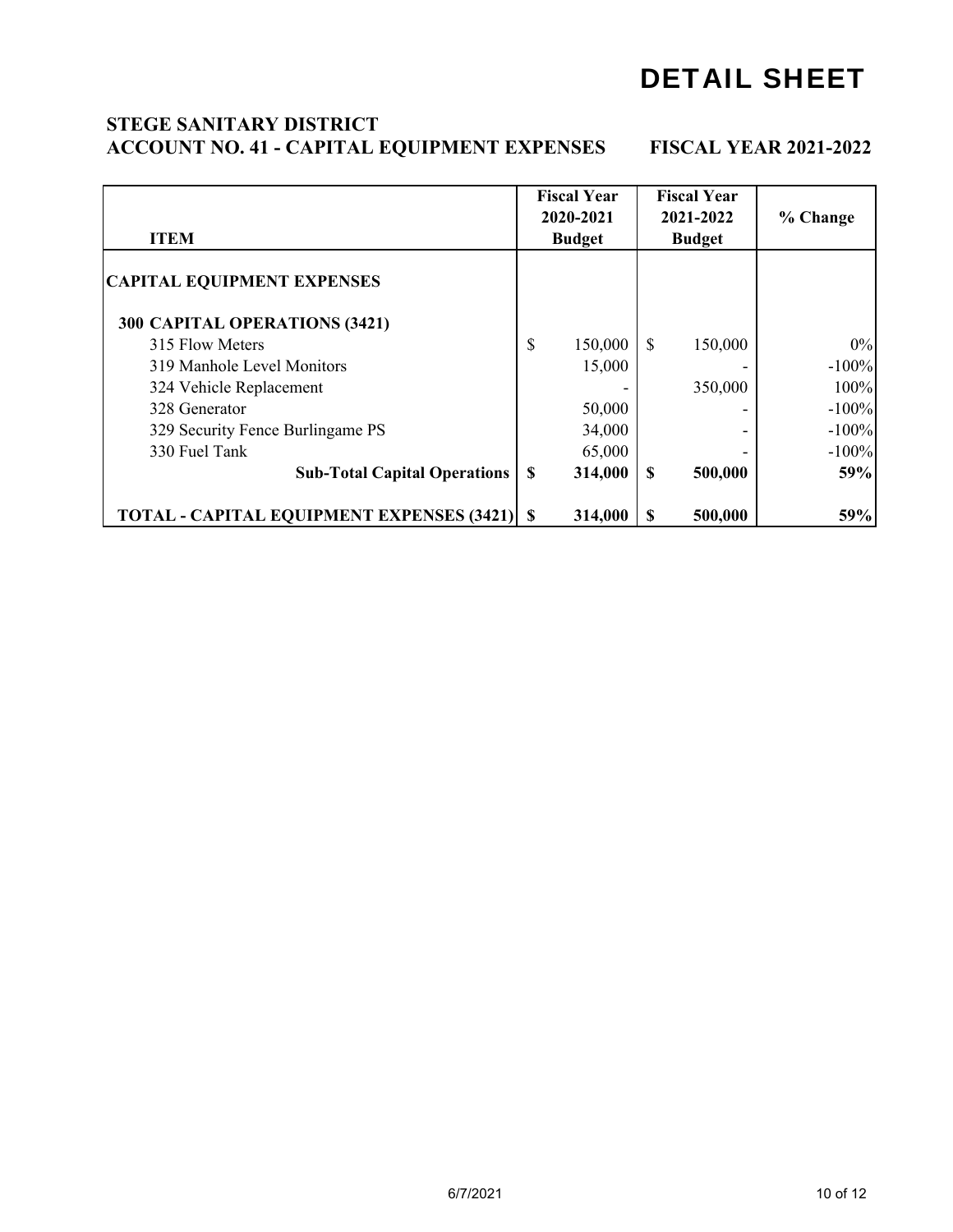# DETAIL SHEET

## STEGE SANITARY DISTRICT
## ACCOUNT NO. 41 - CAPITAL EQUIPMENT EXPENSES FISCAL YEAR 2021-2022

| ITEM | Fiscal Year 2020-2021 Budget | Fiscal Year 2021-2022 Budget | % Change |
|---|---|---|---|
| **CAPITAL EQUIPMENT EXPENSES** | | | |
| **300 CAPITAL OPERATIONS (3421)** | | | |
| 315 Flow Meters | $ 150,000 | $ 150,000 | 0% |
| 319 Manhole Level Monitors | 15,000 | - | -100% |
| 324 Vehicle Replacement | - | 350,000 | 100% |
| 328 Generator | 50,000 | - | -100% |
| 329 Security Fence Burlingame PS | 34,000 | - | -100% |
| 330 Fuel Tank | 65,000 | - | -100% |
| **Sub-Total Capital Operations** | **$ 314,000** | **$ 500,000** | **59%** |
| **TOTAL - CAPITAL EQUIPMENT EXPENSES (3421)** | **$ 314,000** | **$ 500,000** | **59%** |

6/7/2021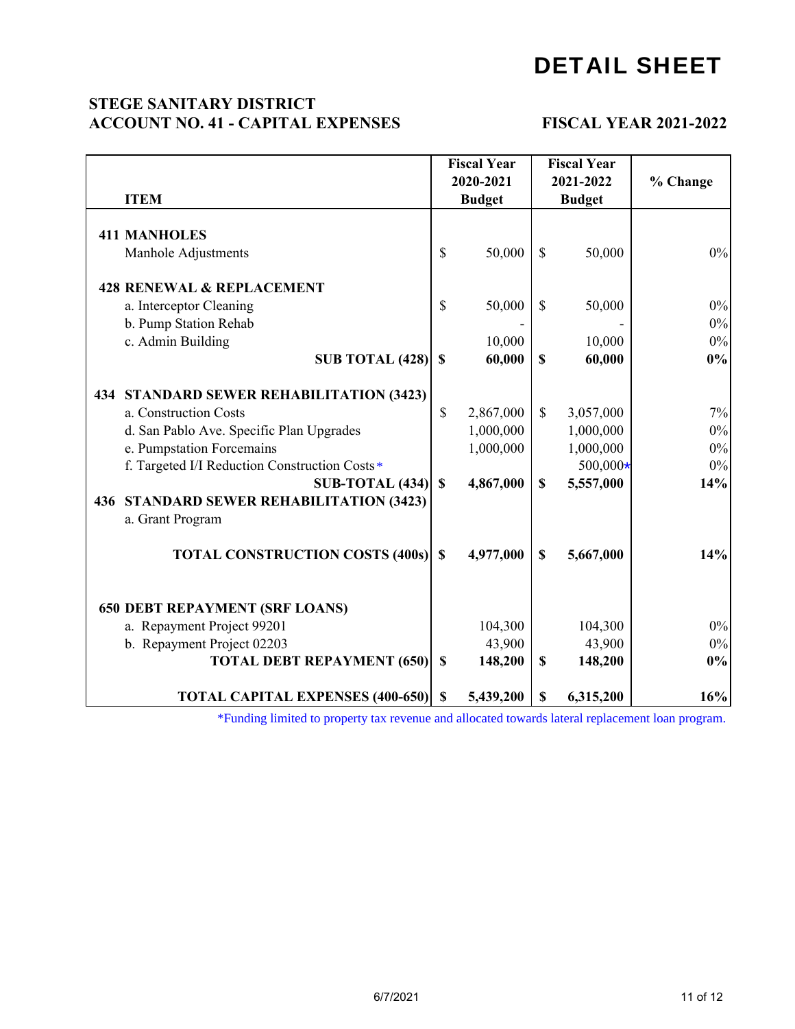# DETAIL SHEET

## STEGE SANITARY DISTRICT
## ACCOUNT NO. 41 - CAPITAL EXPENSES

**FISCAL YEAR 2021-2022**

| ITEM | Fiscal Year 2020-2021 Budget | Fiscal Year 2021-2022 Budget | % Change |
|---|---|---|---|
| **411 MANHOLES** | | | |
| Manhole Adjustments | $ 50,000 | $ 50,000 | 0% |
| **428 RENEWAL & REPLACEMENT** | | | |
| a. Interceptor Cleaning | $ 50,000 | $ 50,000 | 0% |
| b. Pump Station Rehab | - | - | 0% |
| c. Admin Building | 10,000 | 10,000 | 0% |
| **SUB TOTAL (428)** | **$ 60,000** | **$ 60,000** | **0%** |
| **434 STANDARD SEWER REHABILITATION (3423)** | | | |
| a. Construction Costs | $ 2,867,000 | $ 3,057,000 | 7% |
| d. San Pablo Ave. Specific Plan Upgrades | 1,000,000 | 1,000,000 | 0% |
| e. Pumpstation Forcemains | 1,000,000 | 1,000,000 | 0% |
| f. Targeted I/I Reduction Construction Costs* | | 500,000* | 0% |
| **SUB-TOTAL (434)** | **$ 4,867,000** | **$ 5,557,000** | **14%** |
| **436 STANDARD SEWER REHABILITATION (3423)** | | | |
| a. Grant Program | | | |
| **TOTAL CONSTRUCTION COSTS (400s)** | **$ 4,977,000** | **$ 5,667,000** | **14%** |
| **650 DEBT REPAYMENT (SRF LOANS)** | | | |
| a. Repayment Project 99201 | 104,300 | 104,300 | 0% |
| b. Repayment Project 02203 | 43,900 | 43,900 | 0% |
| **TOTAL DEBT REPAYMENT (650)** | **$ 148,200** | **$ 148,200** | **0%** |
| **TOTAL CAPITAL EXPENSES (400-650)** | **$ 5,439,200** | **$ 6,315,200** | **16%** |

*Funding limited to property tax revenue and allocated towards lateral replacement loan program.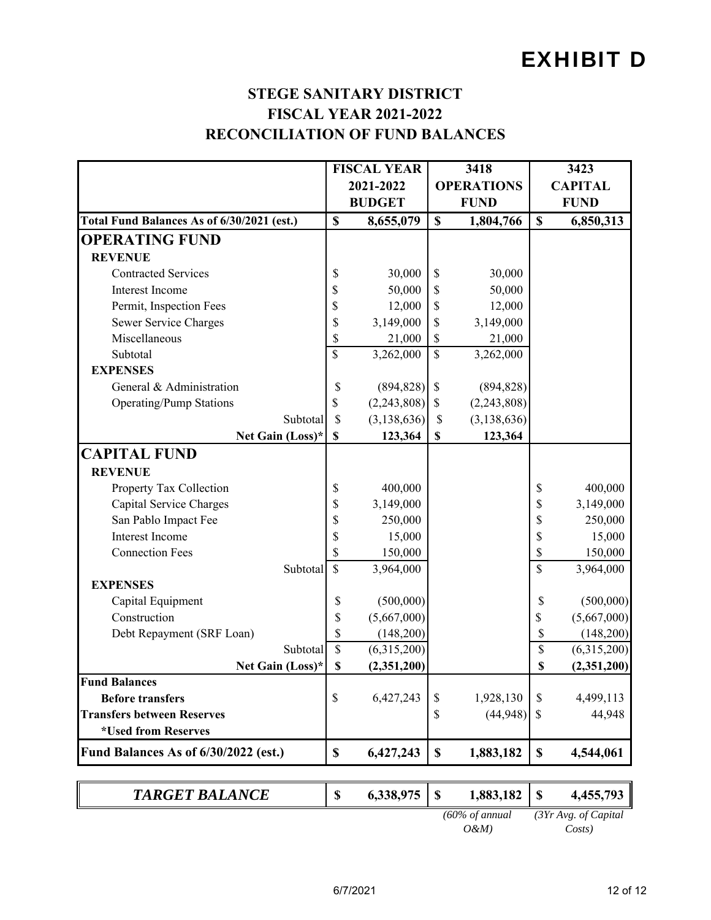# EXHIBIT D

## STEGE SANITARY DISTRICT
## FISCAL YEAR 2021-2022
## RECONCILIATION OF FUND BALANCES

| | FISCAL YEAR 2021-2022 BUDGET | 3418 OPERATIONS FUND | 3423 CAPITAL FUND |
|---|---|---|---|
| **Total Fund Balances As of 6/30/2021 (est.)** | **$ 8,655,079** | **$ 1,804,766** | **$ 6,850,313** |
| **OPERATING FUND** | | | |
| **REVENUE** | | | |
| Contracted Services | $ 30,000 | $ 30,000 | |
| Interest Income | $ 50,000 | $ 50,000 | |
| Permit, Inspection Fees | $ 12,000 | $ 12,000 | |
| Sewer Service Charges | $ 3,149,000 | $ 3,149,000 | |
| Miscellaneous | $ 21,000 | $ 21,000 | |
| Subtotal | $ 3,262,000 | $ 3,262,000 | |
| **EXPENSES** | | | |
| General & Administration | $ (894,828) | $ (894,828) | |
| Operating/Pump Stations | $ (2,243,808) | $ (2,243,808) | |
| Subtotal | $ (3,138,636) | $ (3,138,636) | |
| **Net Gain (Loss)*** | **$ 123,364** | **$ 123,364** | |
| **CAPITAL FUND** | | | |
| **REVENUE** | | | |
| Property Tax Collection | $ 400,000 | | $ 400,000 |
| Capital Service Charges | $ 3,149,000 | | $ 3,149,000 |
| San Pablo Impact Fee | $ 250,000 | | $ 250,000 |
| Interest Income | $ 15,000 | | $ 15,000 |
| Connection Fees | $ 150,000 | | $ 150,000 |
| Subtotal | $ 3,964,000 | | $ 3,964,000 |
| **EXPENSES** | | | |
| Capital Equipment | $ (500,000) | | $ (500,000) |
| Construction | $ (5,667,000) | | $ (5,667,000) |
| Debt Repayment (SRF Loan) | $ (148,200) | | $ (148,200) |
| Subtotal | $ (6,315,200) | | $ (6,315,200) |
| **Net Gain (Loss)*** | **$ (2,351,200)** | | **$ (2,351,200)** |
| **Fund Balances** | | | |
| **Before transfers** | $ 6,427,243 | $ 1,928,130 | $ 4,499,113 |
| **Transfers between Reserves** | | $ (44,948) | $ 44,948 |
| ***Used from Reserves** | | | |
| **Fund Balances As of 6/30/2022 (est.)** | **$ 6,427,243** | **$ 1,883,182** | **$ 4,544,061** |

| | | | |
|---|---|---|---|
| ***TARGET BALANCE*** | **$ 6,338,975** | **$ 1,883,182** | **$ 4,455,793** |
| | | *(60% of annual O&M)* | *(3Yr Avg. of Capital Costs)* |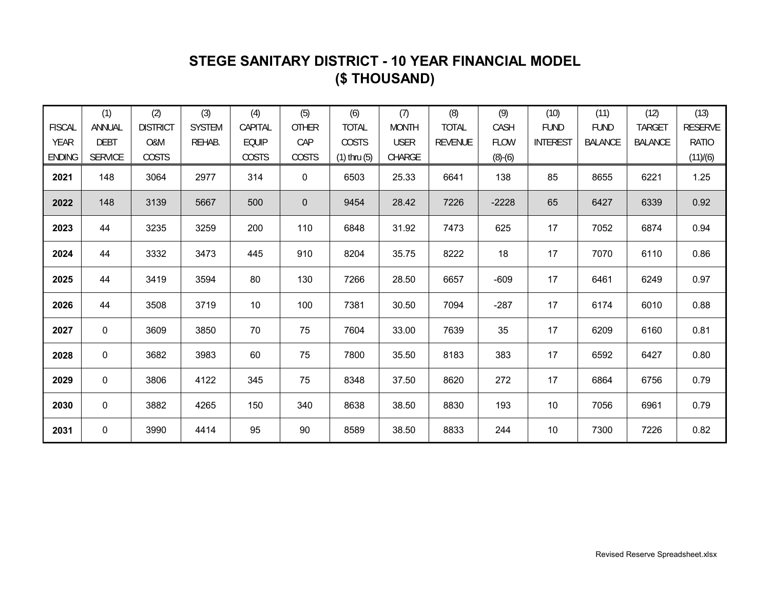# STEGE SANITARY DISTRICT - 10 YEAR FINANCIAL MODEL
## ($ THOUSAND)

| FISCAL YEAR ENDING | (1) ANNUAL DEBT SERVICE | (2) DISTRICT O&M COSTS | (3) SYSTEM REHAB. | (4) CAPITAL EQUIP COSTS | (5) OTHER CAP COSTS | (6) TOTAL COSTS (1) thru (5) | (7) MONTH USER CHARGE | (8) TOTAL REVENUE | (9) CASH FLOW (8)-(6) | (10) FUND INTEREST | (11) FUND BALANCE | (12) TARGET BALANCE | (13) RESERVE RATIO (11)/(6) |
|---|---|---|---|---|---|---|---|---|---|---|---|---|---|
| **2021** | 148 | 3064 | 2977 | 314 | 0 | 6503 | 25.33 | 6641 | 138 | 85 | 8655 | 6221 | 1.25 |
| **2022** | 148 | 3139 | 5667 | 500 | 0 | 9454 | 28.42 | 7226 | -2228 | 65 | 6427 | 6339 | 0.92 |
| **2023** | 44 | 3235 | 3259 | 200 | 110 | 6848 | 31.92 | 7473 | 625 | 17 | 7052 | 6874 | 0.94 |
| **2024** | 44 | 3332 | 3473 | 445 | 910 | 8204 | 35.75 | 8222 | 18 | 17 | 7070 | 6110 | 0.86 |
| **2025** | 44 | 3419 | 3594 | 80 | 130 | 7266 | 28.50 | 6657 | -609 | 17 | 6461 | 6249 | 0.97 |
| **2026** | 44 | 3508 | 3719 | 10 | 100 | 7381 | 30.50 | 7094 | -287 | 17 | 6174 | 6010 | 0.88 |
| **2027** | 0 | 3609 | 3850 | 70 | 75 | 7604 | 33.00 | 7639 | 35 | 17 | 6209 | 6160 | 0.81 |
| **2028** | 0 | 3682 | 3983 | 60 | 75 | 7800 | 35.50 | 8183 | 383 | 17 | 6592 | 6427 | 0.80 |
| **2029** | 0 | 3806 | 4122 | 345 | 75 | 8348 | 37.50 | 8620 | 272 | 17 | 6864 | 6756 | 0.79 |
| **2030** | 0 | 3882 | 4265 | 150 | 340 | 8638 | 38.50 | 8830 | 193 | 10 | 7056 | 6961 | 0.79 |
| **2031** | 0 | 3990 | 4414 | 95 | 90 | 8589 | 38.50 | 8833 | 244 | 10 | 7300 | 7226 | 0.82 |

Revised Reserve Spreadsheet.xlsx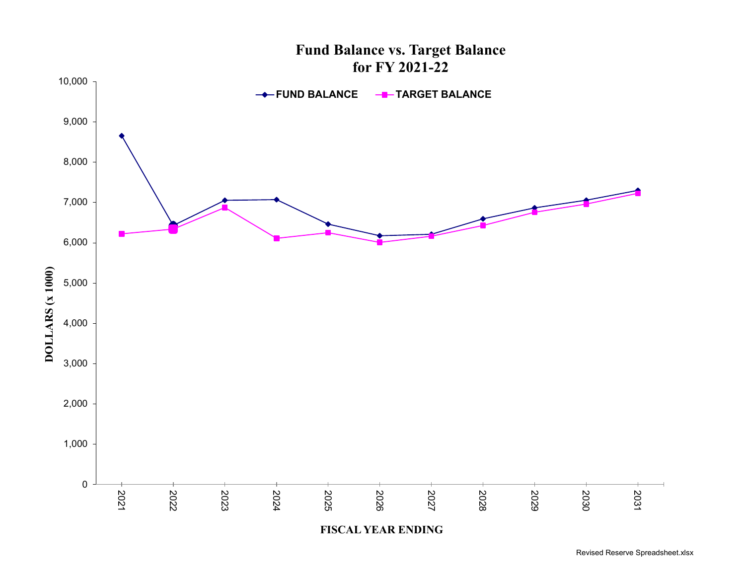Fund Balance vs. Target Balance
for FY 2021-22

FUND BALANCE
TARGET BALANCE

DOLLARS (x 1000)

10,000
9,000
8,000
7,000
6,000
5,000
4,000
3,000
2,000
1,000
0

2021
2022
2023
2024
2025
2026
2027
2028
2029
2030
2031

FISCAL YEAR ENDING

Revised Reserve Spreadsheet.xlsx